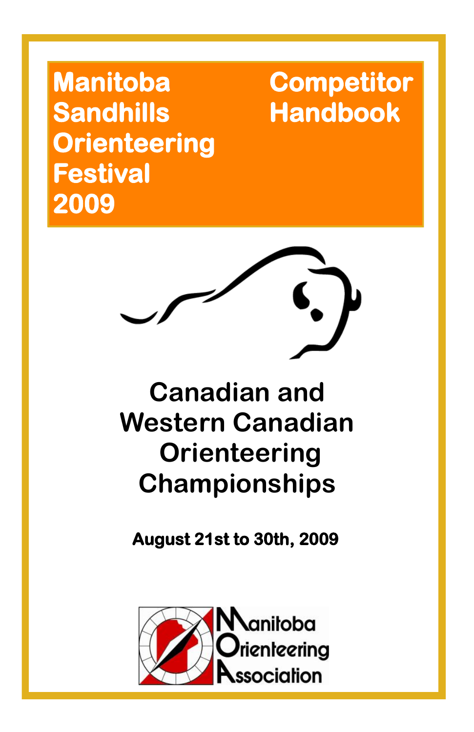# Manitoba Sandhills Orienteering Festival 2009

# Competitor Handbook

## Canadian and Western Canadian Orienteering Championships

**August 21st to 30th, 2009**

Manitoba Orienteering Association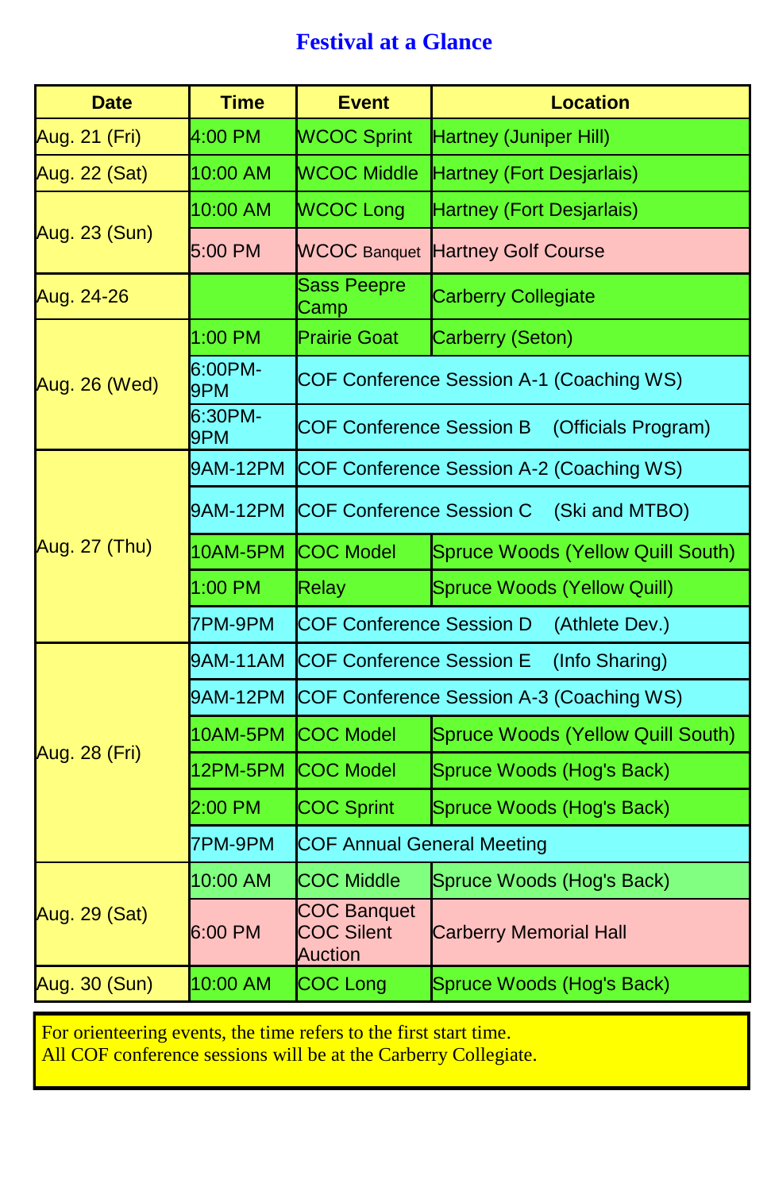## Festival at a Glance

| Date | Time | Event | Location |
|---|---|---|---|
| Aug. 21 (Fri) | 4:00 PM | WCOC Sprint | Hartney (Juniper Hill) |
| Aug. 22 (Sat) | 10:00 AM | WCOC Middle | Hartney (Fort Desjarlais) |
| Aug. 23 (Sun) | 10:00 AM | WCOC Long | Hartney (Fort Desjarlais) |
| | 5:00 PM | WCOC Banquet | Hartney Golf Course |
| Aug. 24-26 | | Sass Peepre Camp | Carberry Collegiate |
| Aug. 26 (Wed) | 1:00 PM | Prairie Goat | Carberry (Seton) |
| | 6:00PM-9PM | COF Conference Session A-1 (Coaching WS) | |
| | 6:30PM-9PM | COF Conference Session B (Officials Program) | |
| Aug. 27 (Thu) | 9AM-12PM | COF Conference Session A-2 (Coaching WS) | |
| | 9AM-12PM | COF Conference Session C (Ski and MTBO) | |
| | 10AM-5PM | COC Model | Spruce Woods (Yellow Quill South) |
| | 1:00 PM | Relay | Spruce Woods (Yellow Quill) |
| | 7PM-9PM | COF Conference Session D (Athlete Dev.) | |
| Aug. 28 (Fri) | 9AM-11AM | COF Conference Session E (Info Sharing) | |
| | 9AM-12PM | COF Conference Session A-3 (Coaching WS) | |
| | 10AM-5PM | COC Model | Spruce Woods (Yellow Quill South) |
| | 12PM-5PM | COC Model | Spruce Woods (Hog's Back) |
| | 2:00 PM | COC Sprint | Spruce Woods (Hog's Back) |
| | 7PM-9PM | COF Annual General Meeting | |
| Aug. 29 (Sat) | 10:00 AM | COC Middle | Spruce Woods (Hog's Back) |
| | 6:00 PM | COC Banquet COC Silent Auction | Carberry Memorial Hall |
| Aug. 30 (Sun) | 10:00 AM | COC Long | Spruce Woods (Hog's Back) |

For orienteering events, the time refers to the first start time.
All COF conference sessions will be at the Carberry Collegiate.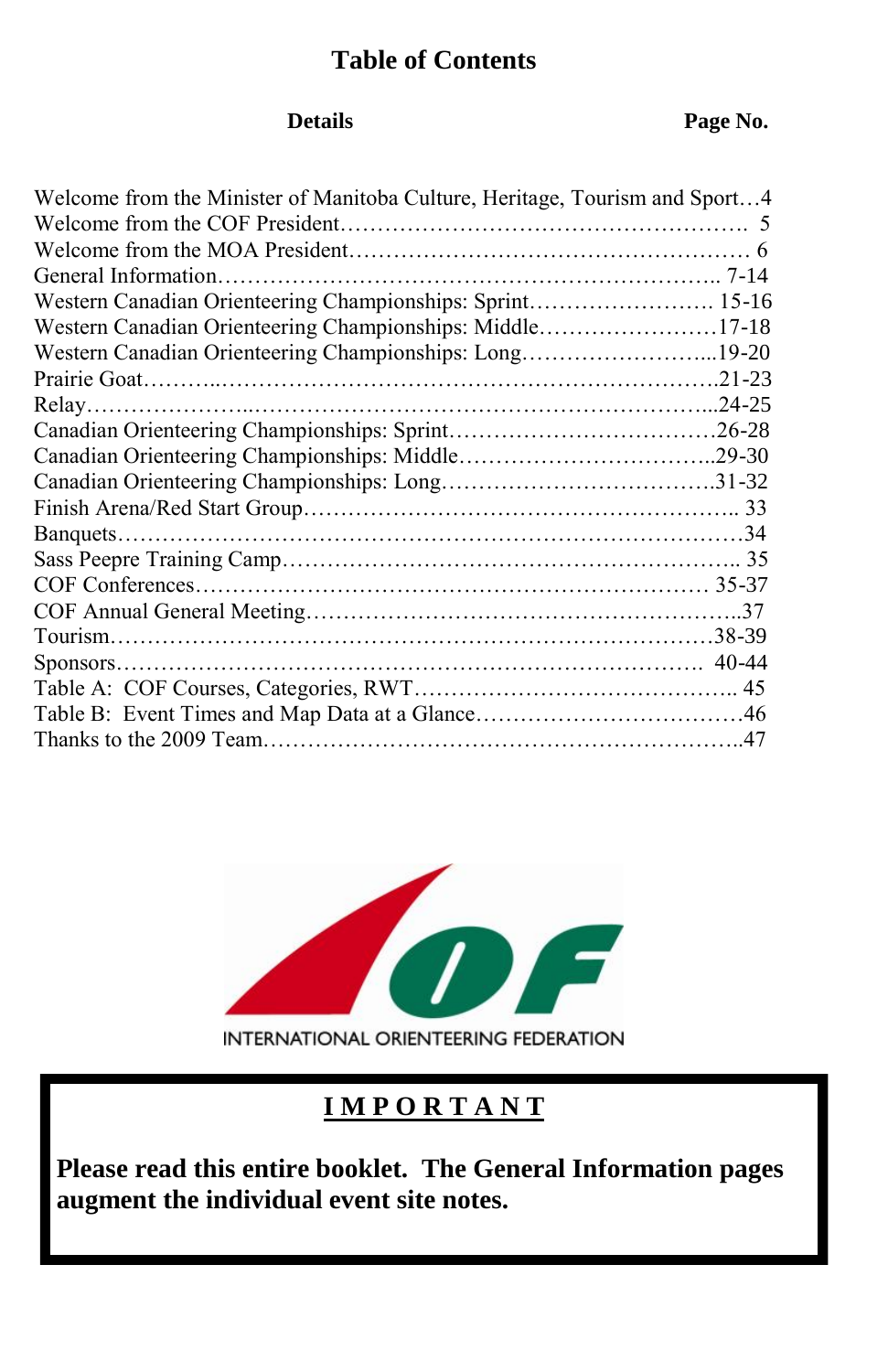# Table of Contents

| Details | Page No. |
|---|---|
| Welcome from the Minister of Manitoba Culture, Heritage, Tourism and Sport | 4 |
| Welcome from the COF President | 5 |
| Welcome from the MOA President | 6 |
| General Information | 7-14 |
| Western Canadian Orienteering Championships: Sprint | 15-16 |
| Western Canadian Orienteering Championships: Middle | 17-18 |
| Western Canadian Orienteering Championships: Long | 19-20 |
| Prairie Goat | 21-23 |
| Relay | 24-25 |
| Canadian Orienteering Championships: Sprint | 26-28 |
| Canadian Orienteering Championships: Middle | 29-30 |
| Canadian Orienteering Championships: Long | 31-32 |
| Finish Arena/Red Start Group | 33 |
| Banquets | 34 |
| Sass Peepre Training Camp | 35 |
| COF Conferences | 35-37 |
| COF Annual General Meeting | 37 |
| Tourism | 38-39 |
| Sponsors | 40-44 |
| Table A: COF Courses, Categories, RWT | 45 |
| Table B: Event Times and Map Data at a Glance | 46 |
| Thanks to the 2009 Team | 47 |

INTERNATIONAL ORIENTEERING FEDERATION

**IMPORTANT**

**Please read this entire booklet. The General Information pages augment the individual event site notes.**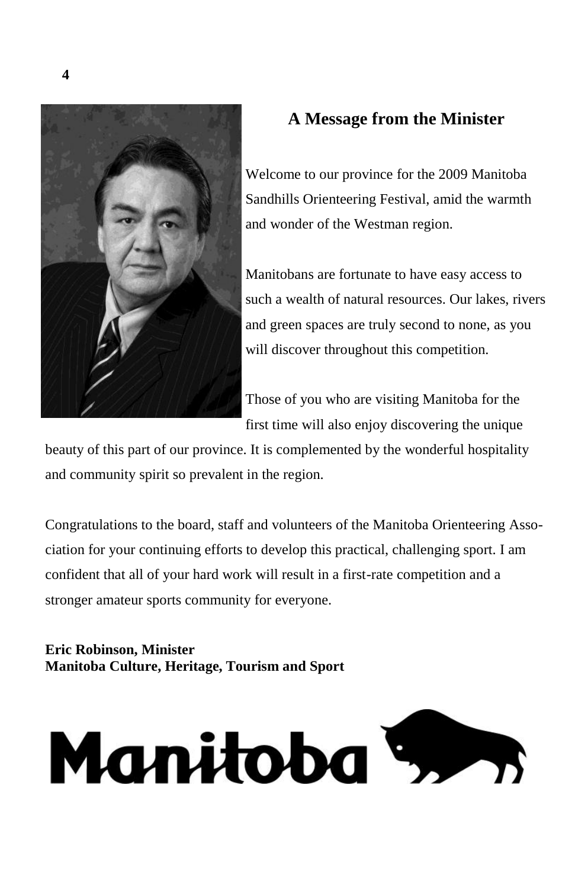## A Message from the Minister

Welcome to our province for the 2009 Manitoba Sandhills Orienteering Festival, amid the warmth and wonder of the Westman region.

Manitobans are fortunate to have easy access to such a wealth of natural resources. Our lakes, rivers and green spaces are truly second to none, as you will discover throughout this competition.

Those of you who are visiting Manitoba for the first time will also enjoy discovering the unique beauty of this part of our province. It is complemented by the wonderful hospitality and community spirit so prevalent in the region.

Congratulations to the board, staff and volunteers of the Manitoba Orienteering Association for your continuing efforts to develop this practical, challenging sport. I am confident that all of your hard work will result in a first-rate competition and a stronger amateur sports community for everyone.

**Eric Robinson, Minister**
**Manitoba Culture, Heritage, Tourism and Sport**

Manitoba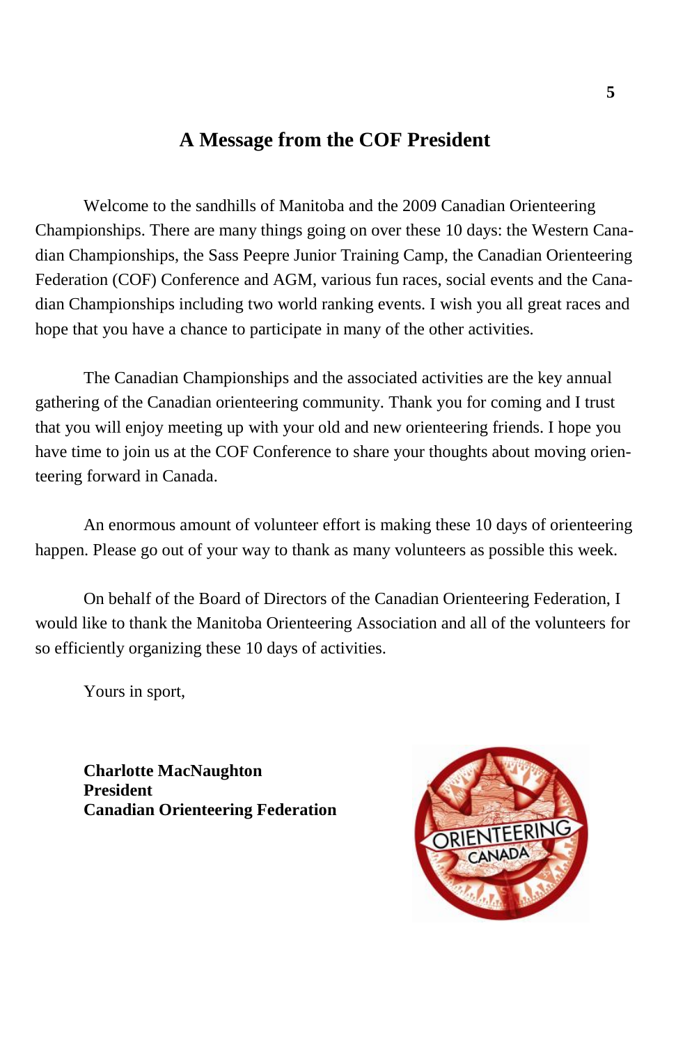## A Message from the COF President

Welcome to the sandhills of Manitoba and the 2009 Canadian Orienteering Championships. There are many things going on over these 10 days: the Western Canadian Championships, the Sass Peepre Junior Training Camp, the Canadian Orienteering Federation (COF) Conference and AGM, various fun races, social events and the Canadian Championships including two world ranking events. I wish you all great races and hope that you have a chance to participate in many of the other activities.

The Canadian Championships and the associated activities are the key annual gathering of the Canadian orienteering community. Thank you for coming and I trust that you will enjoy meeting up with your old and new orienteering friends. I hope you have time to join us at the COF Conference to share your thoughts about moving orienteering forward in Canada.

An enormous amount of volunteer effort is making these 10 days of orienteering happen. Please go out of your way to thank as many volunteers as possible this week.

On behalf of the Board of Directors of the Canadian Orienteering Federation, I would like to thank the Manitoba Orienteering Association and all of the volunteers for so efficiently organizing these 10 days of activities.

Yours in sport,

**Charlotte MacNaughton**
**President**
**Canadian Orienteering Federation**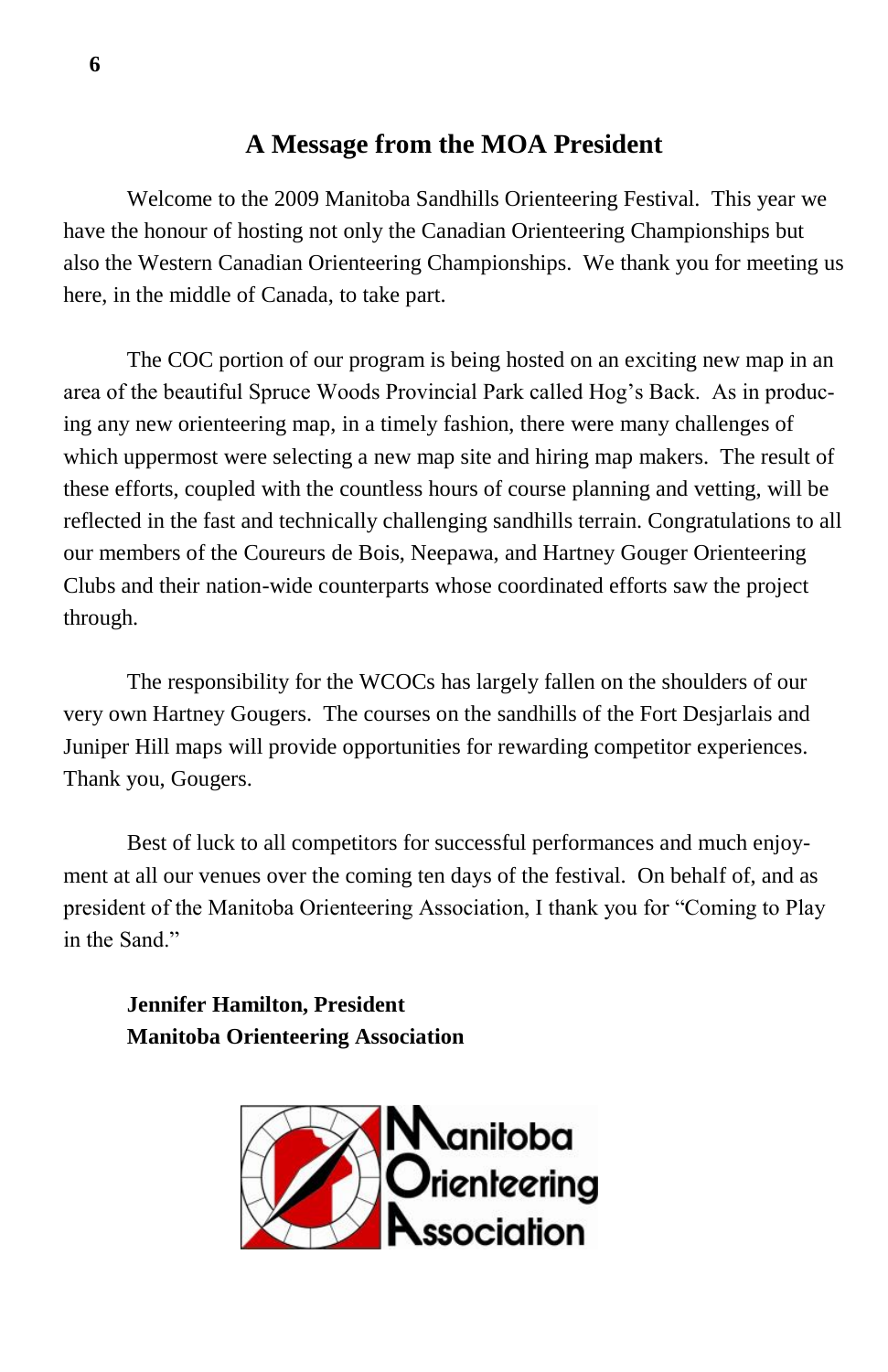## A Message from the MOA President

Welcome to the 2009 Manitoba Sandhills Orienteering Festival. This year we have the honour of hosting not only the Canadian Orienteering Championships but also the Western Canadian Orienteering Championships. We thank you for meeting us here, in the middle of Canada, to take part.

The COC portion of our program is being hosted on an exciting new map in an area of the beautiful Spruce Woods Provincial Park called Hog's Back. As in producing any new orienteering map, in a timely fashion, there were many challenges of which uppermost were selecting a new map site and hiring map makers. The result of these efforts, coupled with the countless hours of course planning and vetting, will be reflected in the fast and technically challenging sandhills terrain. Congratulations to all our members of the Coureurs de Bois, Neepawa, and Hartney Gouger Orienteering Clubs and their nation-wide counterparts whose coordinated efforts saw the project through.

The responsibility for the WCOCs has largely fallen on the shoulders of our very own Hartney Gougers. The courses on the sandhills of the Fort Desjarlais and Juniper Hill maps will provide opportunities for rewarding competitor experiences. Thank you, Gougers.

Best of luck to all competitors for successful performances and much enjoyment at all our venues over the coming ten days of the festival. On behalf of, and as president of the Manitoba Orienteering Association, I thank you for "Coming to Play in the Sand."

**Jennifer Hamilton, President**
**Manitoba Orienteering Association**

Manitoba Orienteering Association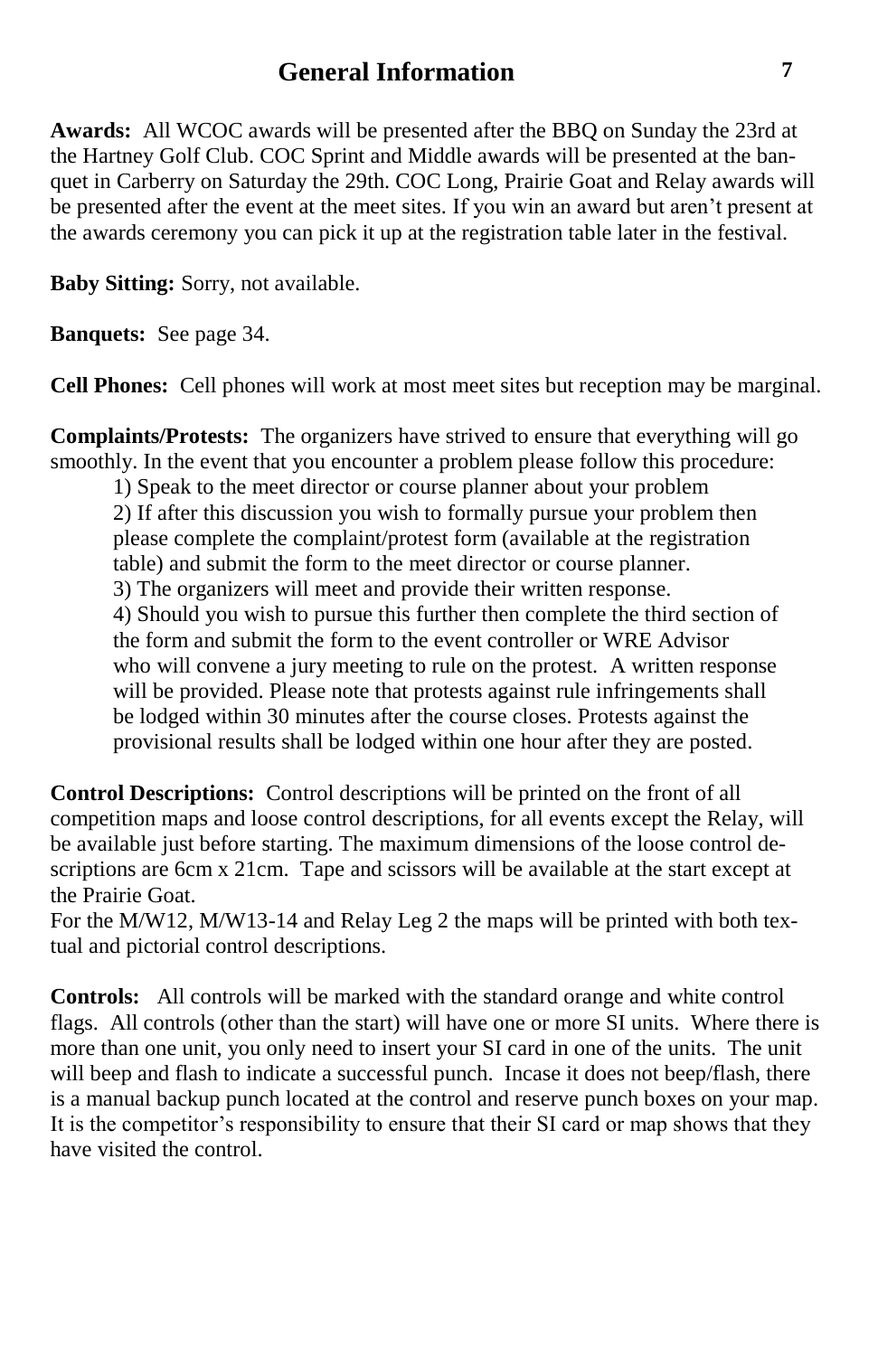# General Information

**Awards:** All WCOC awards will be presented after the BBQ on Sunday the 23rd at the Hartney Golf Club. COC Sprint and Middle awards will be presented at the banquet in Carberry on Saturday the 29th. COC Long, Prairie Goat and Relay awards will be presented after the event at the meet sites. If you win an award but aren't present at the awards ceremony you can pick it up at the registration table later in the festival.

**Baby Sitting:** Sorry, not available.

**Banquets:** See page 34.

**Cell Phones:** Cell phones will work at most meet sites but reception may be marginal.

**Complaints/Protests:** The organizers have strived to ensure that everything will go smoothly. In the event that you encounter a problem please follow this procedure:

1) Speak to the meet director or course planner about your problem
2) If after this discussion you wish to formally pursue your problem then please complete the complaint/protest form (available at the registration table) and submit the form to the meet director or course planner.
3) The organizers will meet and provide their written response.
4) Should you wish to pursue this further then complete the third section of the form and submit the form to the event controller or WRE Advisor who will convene a jury meeting to rule on the protest. A written response will be provided. Please note that protests against rule infringements shall be lodged within 30 minutes after the course closes. Protests against the provisional results shall be lodged within one hour after they are posted.

**Control Descriptions:** Control descriptions will be printed on the front of all competition maps and loose control descriptions, for all events except the Relay, will be available just before starting. The maximum dimensions of the loose control descriptions are 6cm x 21cm. Tape and scissors will be available at the start except at the Prairie Goat.
For the M/W12, M/W13-14 and Relay Leg 2 the maps will be printed with both textual and pictorial control descriptions.

**Controls:** All controls will be marked with the standard orange and white control flags. All controls (other than the start) will have one or more SI units. Where there is more than one unit, you only need to insert your SI card in one of the units. The unit will beep and flash to indicate a successful punch. Incase it does not beep/flash, there is a manual backup punch located at the control and reserve punch boxes on your map. It is the competitor's responsibility to ensure that their SI card or map shows that they have visited the control.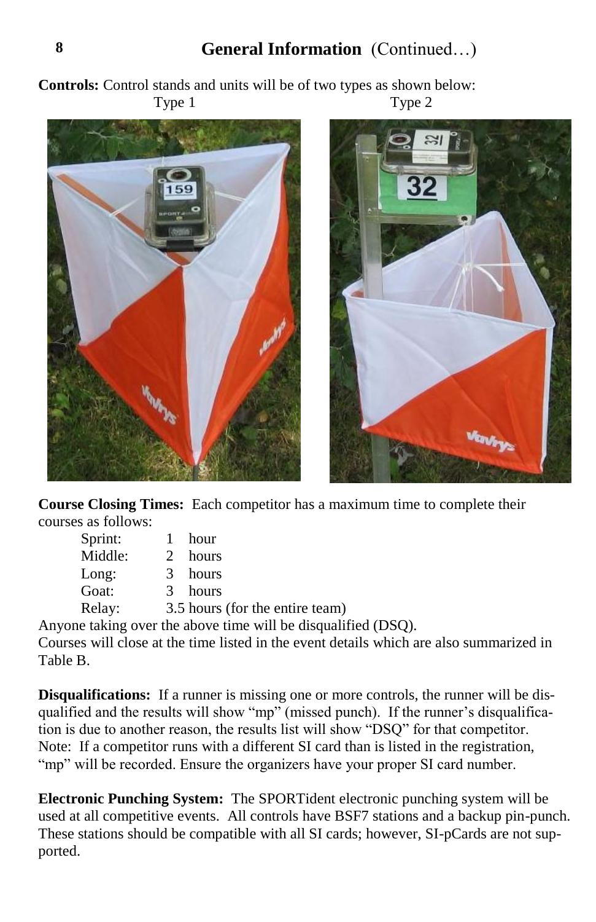## General Information (Continued…)

**Controls:** Control stands and units will be of two types as shown below:

Type 1 Type 2

**Course Closing Times:** Each competitor has a maximum time to complete their courses as follows:

| | |
|---|---|
| Sprint: | 1 hour |
| Middle: | 2 hours |
| Long: | 3 hours |
| Goat: | 3 hours |
| Relay: | 3.5 hours (for the entire team) |

Anyone taking over the above time will be disqualified (DSQ).

Courses will close at the time listed in the event details which are also summarized in Table B.

**Disqualifications:** If a runner is missing one or more controls, the runner will be disqualified and the results will show "mp" (missed punch). If the runner's disqualification is due to another reason, the results list will show "DSQ" for that competitor. Note: If a competitor runs with a different SI card than is listed in the registration, "mp" will be recorded. Ensure the organizers have your proper SI card number.

**Electronic Punching System:** The SPORTident electronic punching system will be used at all competitive events. All controls have BSF7 stations and a backup pin-punch. These stations should be compatible with all SI cards; however, SI-pCards are not supported.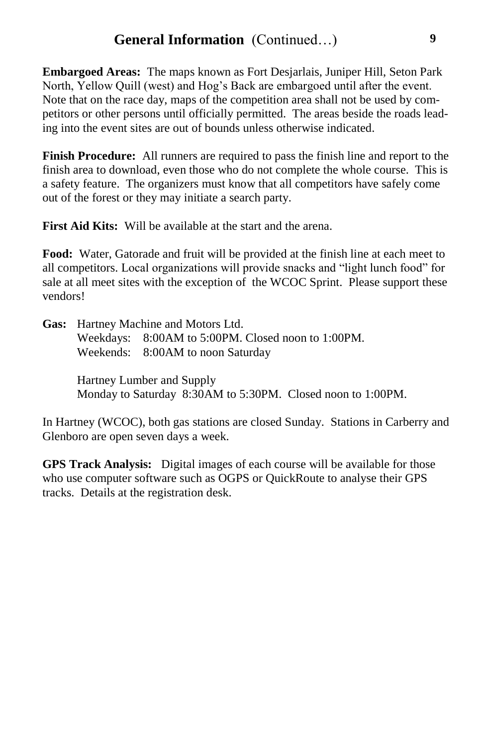## General Information (Continued…)

**Embargoed Areas:** The maps known as Fort Desjarlais, Juniper Hill, Seton Park North, Yellow Quill (west) and Hog's Back are embargoed until after the event. Note that on the race day, maps of the competition area shall not be used by competitors or other persons until officially permitted. The areas beside the roads leading into the event sites are out of bounds unless otherwise indicated.

**Finish Procedure:** All runners are required to pass the finish line and report to the finish area to download, even those who do not complete the whole course. This is a safety feature. The organizers must know that all competitors have safely come out of the forest or they may initiate a search party.

**First Aid Kits:** Will be available at the start and the arena.

**Food:** Water, Gatorade and fruit will be provided at the finish line at each meet to all competitors. Local organizations will provide snacks and "light lunch food" for sale at all meet sites with the exception of the WCOC Sprint. Please support these vendors!

**Gas:** Hartney Machine and Motors Ltd.
Weekdays: 8:00AM to 5:00PM. Closed noon to 1:00PM.
Weekends: 8:00AM to noon Saturday

Hartney Lumber and Supply
Monday to Saturday 8:30AM to 5:30PM. Closed noon to 1:00PM.

In Hartney (WCOC), both gas stations are closed Sunday. Stations in Carberry and Glenboro are open seven days a week.

**GPS Track Analysis:** Digital images of each course will be available for those who use computer software such as OGPS or QuickRoute to analyse their GPS tracks. Details at the registration desk.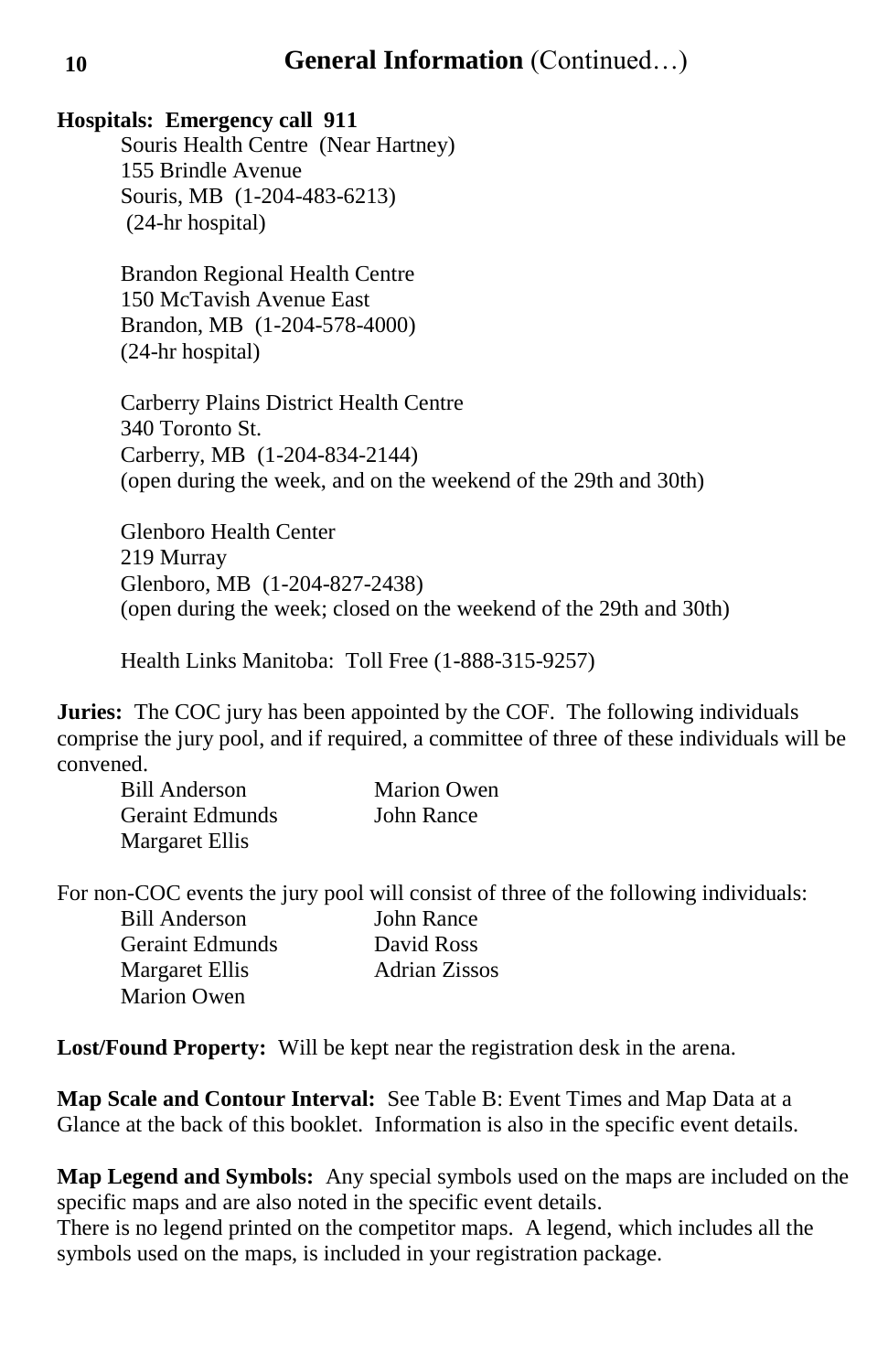## General Information (Continued…)

**Hospitals: Emergency call 911**

Souris Health Centre (Near Hartney)
155 Brindle Avenue
Souris, MB (1-204-483-6213)
(24-hr hospital)

Brandon Regional Health Centre
150 McTavish Avenue East
Brandon, MB (1-204-578-4000)
(24-hr hospital)

Carberry Plains District Health Centre
340 Toronto St.
Carberry, MB (1-204-834-2144)
(open during the week, and on the weekend of the 29th and 30th)

Glenboro Health Center
219 Murray
Glenboro, MB (1-204-827-2438)
(open during the week; closed on the weekend of the 29th and 30th)

Health Links Manitoba: Toll Free (1-888-315-9257)

**Juries:** The COC jury has been appointed by the COF. The following individuals comprise the jury pool, and if required, a committee of three of these individuals will be convened.

- Bill Anderson
- Geraint Edmunds
- Margaret Ellis
- Marion Owen
- John Rance

For non-COC events the jury pool will consist of three of the following individuals:

- Bill Anderson
- Geraint Edmunds
- Margaret Ellis
- Marion Owen
- John Rance
- David Ross
- Adrian Zissos

**Lost/Found Property:** Will be kept near the registration desk in the arena.

**Map Scale and Contour Interval:** See Table B: Event Times and Map Data at a Glance at the back of this booklet. Information is also in the specific event details.

**Map Legend and Symbols:** Any special symbols used on the maps are included on the specific maps and are also noted in the specific event details.
There is no legend printed on the competitor maps. A legend, which includes all the symbols used on the maps, is included in your registration package.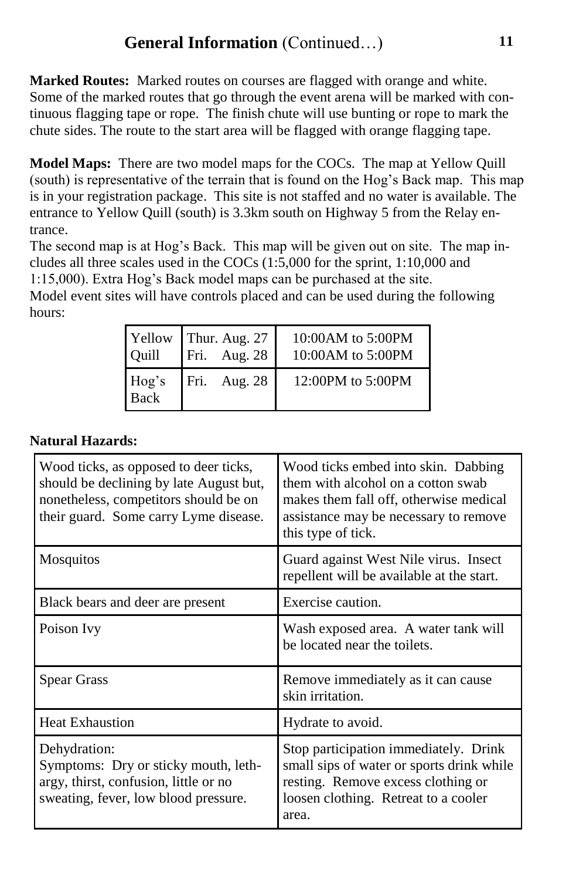## **General Information** (Continued…)

**Marked Routes:** Marked routes on courses are flagged with orange and white. Some of the marked routes that go through the event arena will be marked with continuous flagging tape or rope. The finish chute will use bunting or rope to mark the chute sides. The route to the start area will be flagged with orange flagging tape.

**Model Maps:** There are two model maps for the COCs. The map at Yellow Quill (south) is representative of the terrain that is found on the Hog's Back map. This map is in your registration package. This site is not staffed and no water is available. The entrance to Yellow Quill (south) is 3.3km south on Highway 5 from the Relay entrance.

The second map is at Hog's Back. This map will be given out on site. The map includes all three scales used in the COCs (1:5,000 for the sprint, 1:10,000 and 1:15,000). Extra Hog's Back model maps can be purchased at the site.

Model event sites will have controls placed and can be used during the following hours:

| | | |
|---|---|---|
| Yellow Quill | Thur. Aug. 27<br>Fri. Aug. 28 | 10:00AM to 5:00PM<br>10:00AM to 5:00PM |
| Hog's Back | Fri. Aug. 28 | 12:00PM to 5:00PM |

**Natural Hazards:**

| | |
|---|---|
| Wood ticks, as opposed to deer ticks, should be declining by late August but, nonetheless, competitors should be on their guard. Some carry Lyme disease. | Wood ticks embed into skin. Dabbing them with alcohol on a cotton swab makes them fall off, otherwise medical assistance may be necessary to remove this type of tick. |
| Mosquitos | Guard against West Nile virus. Insect repellent will be available at the start. |
| Black bears and deer are present | Exercise caution. |
| Poison Ivy | Wash exposed area. A water tank will be located near the toilets. |
| Spear Grass | Remove immediately as it can cause skin irritation. |
| Heat Exhaustion | Hydrate to avoid. |
| Dehydration:<br>Symptoms: Dry or sticky mouth, lethargy, thirst, confusion, little or no sweating, fever, low blood pressure. | Stop participation immediately. Drink small sips of water or sports drink while resting. Remove excess clothing or loosen clothing. Retreat to a cooler area. |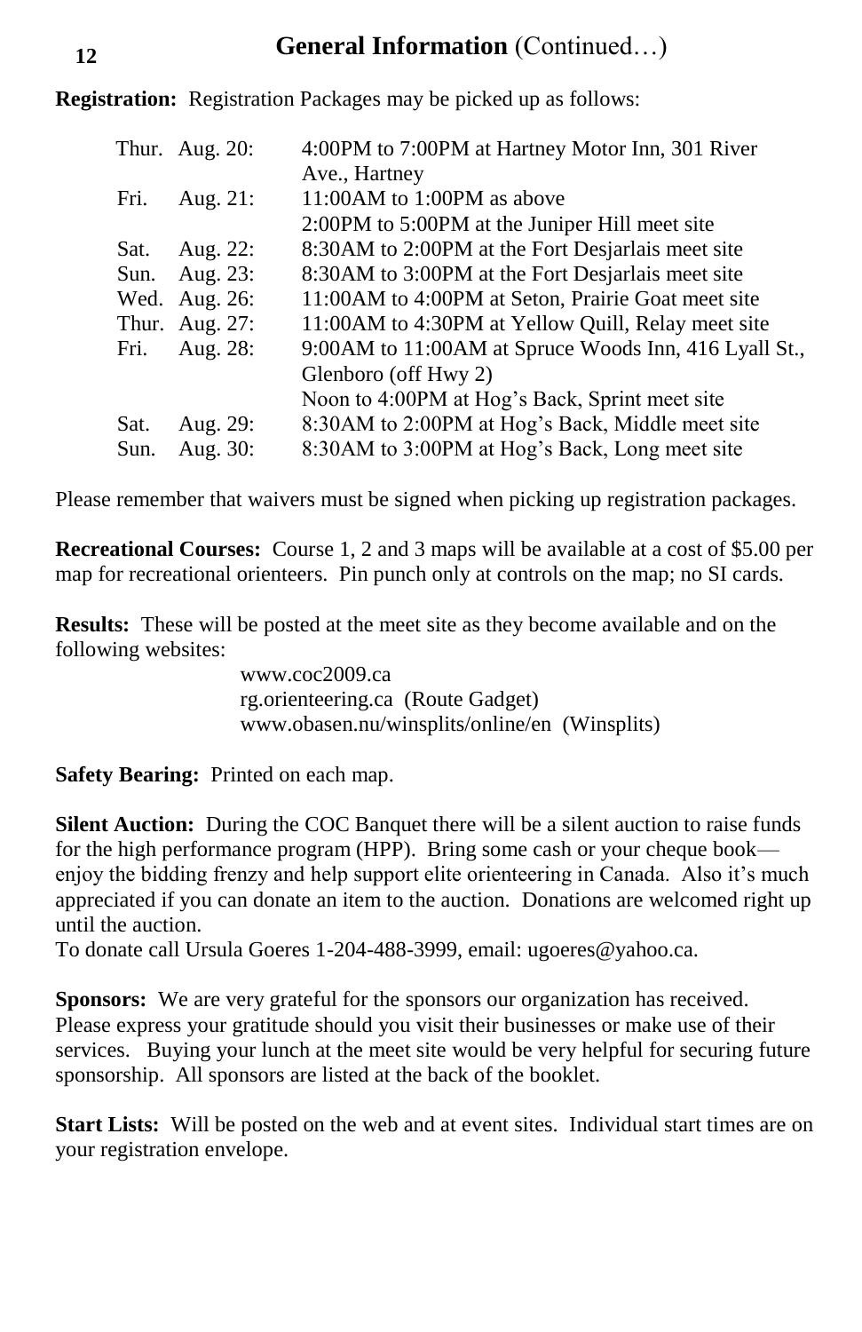## General Information (Continued…)

**Registration:** Registration Packages may be picked up as follows:

| | | |
|---|---|---|
| Thur. | Aug. 20: | 4:00PM to 7:00PM at Hartney Motor Inn, 301 River Ave., Hartney |
| Fri. | Aug. 21: | 11:00AM to 1:00PM as above<br>2:00PM to 5:00PM at the Juniper Hill meet site |
| Sat. | Aug. 22: | 8:30AM to 2:00PM at the Fort Desjarlais meet site |
| Sun. | Aug. 23: | 8:30AM to 3:00PM at the Fort Desjarlais meet site |
| Wed. | Aug. 26: | 11:00AM to 4:00PM at Seton, Prairie Goat meet site |
| Thur. | Aug. 27: | 11:00AM to 4:30PM at Yellow Quill, Relay meet site |
| Fri. | Aug. 28: | 9:00AM to 11:00AM at Spruce Woods Inn, 416 Lyall St., Glenboro (off Hwy 2)<br>Noon to 4:00PM at Hog's Back, Sprint meet site |
| Sat. | Aug. 29: | 8:30AM to 2:00PM at Hog's Back, Middle meet site |
| Sun. | Aug. 30: | 8:30AM to 3:00PM at Hog's Back, Long meet site |

Please remember that waivers must be signed when picking up registration packages.

**Recreational Courses:** Course 1, 2 and 3 maps will be available at a cost of $5.00 per map for recreational orienteers. Pin punch only at controls on the map; no SI cards.

**Results:** These will be posted at the meet site as they become available and on the following websites:

www.coc2009.ca
rg.orienteering.ca (Route Gadget)
www.obasen.nu/winsplits/online/en (Winsplits)

**Safety Bearing:** Printed on each map.

**Silent Auction:** During the COC Banquet there will be a silent auction to raise funds for the high performance program (HPP). Bring some cash or your cheque book—enjoy the bidding frenzy and help support elite orienteering in Canada. Also it's much appreciated if you can donate an item to the auction. Donations are welcomed right up until the auction.
To donate call Ursula Goeres 1-204-488-3999, email: ugoeres@yahoo.ca.

**Sponsors:** We are very grateful for the sponsors our organization has received. Please express your gratitude should you visit their businesses or make use of their services. Buying your lunch at the meet site would be very helpful for securing future sponsorship. All sponsors are listed at the back of the booklet.

**Start Lists:** Will be posted on the web and at event sites. Individual start times are on your registration envelope.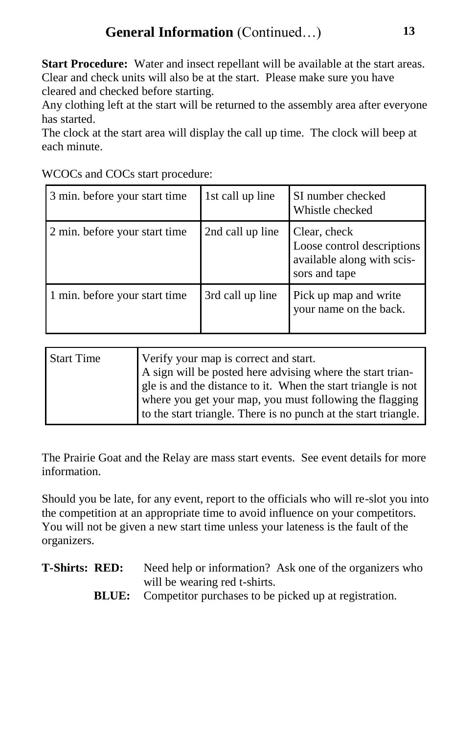## General Information (Continued…)

**Start Procedure:** Water and insect repellant will be available at the start areas. Clear and check units will also be at the start. Please make sure you have cleared and checked before starting.
Any clothing left at the start will be returned to the assembly area after everyone has started.
The clock at the start area will display the call up time. The clock will beep at each minute.

WCOCs and COCs start procedure:

| | | |
|---|---|---|
| 3 min. before your start time | 1st call up line | SI number checked<br>Whistle checked |
| 2 min. before your start time | 2nd call up line | Clear, check<br>Loose control descriptions available along with scissors and tape |
| 1 min. before your start time | 3rd call up line | Pick up map and write your name on the back. |

| | |
|---|---|
| Start Time | Verify your map is correct and start.<br>A sign will be posted here advising where the start triangle is and the distance to it. When the start triangle is not where you get your map, you must following the flagging to the start triangle. There is no punch at the start triangle. |

The Prairie Goat and the Relay are mass start events. See event details for more information.

Should you be late, for any event, report to the officials who will re-slot you into the competition at an appropriate time to avoid influence on your competitors. You will not be given a new start time unless your lateness is the fault of the organizers.

**T-Shirts: RED:** Need help or information? Ask one of the organizers who will be wearing red t-shirts.

**BLUE:** Competitor purchases to be picked up at registration.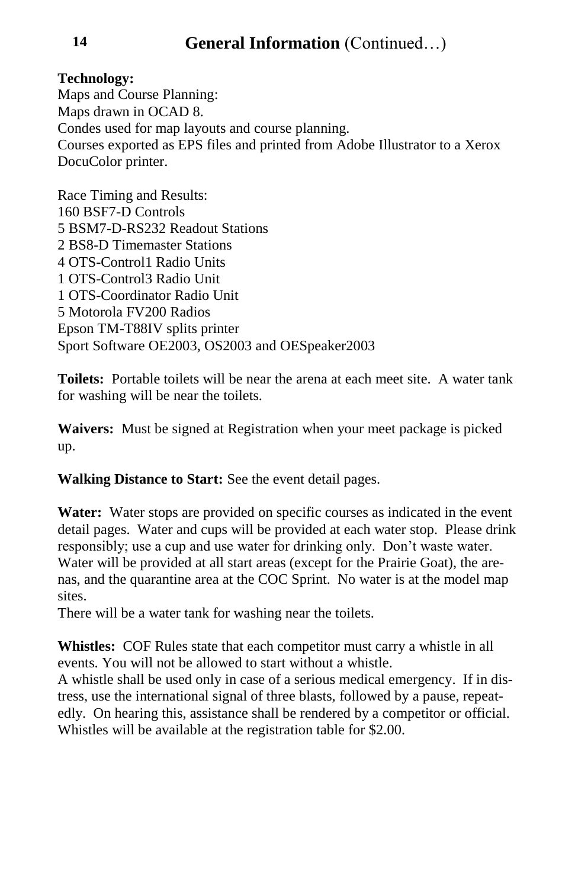## General Information (Continued…)

**Technology:**
Maps and Course Planning:
Maps drawn in OCAD 8.
Condes used for map layouts and course planning.
Courses exported as EPS files and printed from Adobe Illustrator to a Xerox DocuColor printer.

Race Timing and Results:
160 BSF7-D Controls
5 BSM7-D-RS232 Readout Stations
2 BS8-D Timemaster Stations
4 OTS-Control1 Radio Units
1 OTS-Control3 Radio Unit
1 OTS-Coordinator Radio Unit
5 Motorola FV200 Radios
Epson TM-T88IV splits printer
Sport Software OE2003, OS2003 and OESpeaker2003

**Toilets:** Portable toilets will be near the arena at each meet site. A water tank for washing will be near the toilets.

**Waivers:** Must be signed at Registration when your meet package is picked up.

**Walking Distance to Start:** See the event detail pages.

**Water:** Water stops are provided on specific courses as indicated in the event detail pages. Water and cups will be provided at each water stop. Please drink responsibly; use a cup and use water for drinking only. Don't waste water. Water will be provided at all start areas (except for the Prairie Goat), the arenas, and the quarantine area at the COC Sprint. No water is at the model map sites.
There will be a water tank for washing near the toilets.

**Whistles:** COF Rules state that each competitor must carry a whistle in all events. You will not be allowed to start without a whistle.
A whistle shall be used only in case of a serious medical emergency. If in distress, use the international signal of three blasts, followed by a pause, repeatedly. On hearing this, assistance shall be rendered by a competitor or official. Whistles will be available at the registration table for $2.00.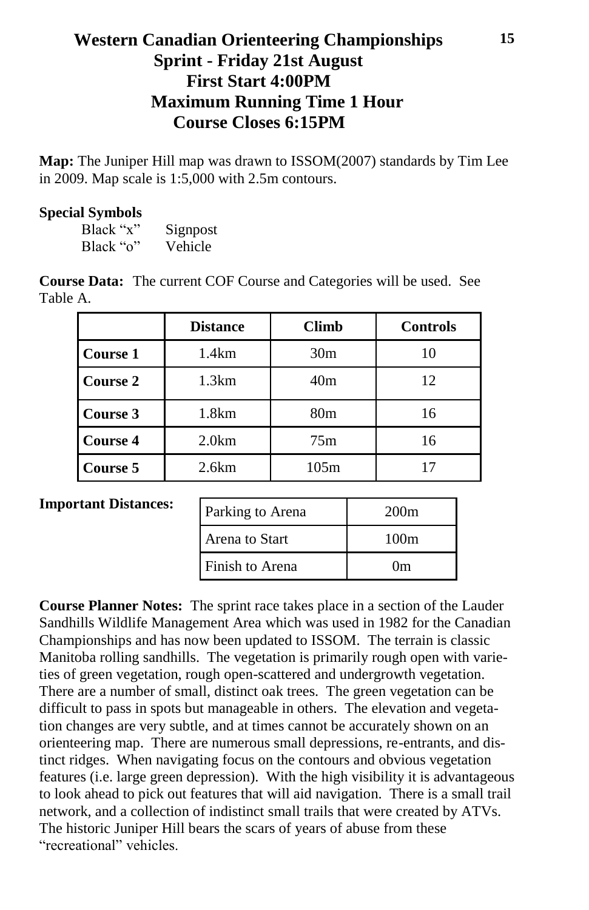# Western Canadian Orienteering Championships
## Sprint - Friday 21st August
## First Start 4:00PM
## Maximum Running Time 1 Hour
## Course Closes 6:15PM

**Map:** The Juniper Hill map was drawn to ISSOM(2007) standards by Tim Lee in 2009. Map scale is 1:5,000 with 2.5m contours.

**Special Symbols**

| | |
|---|---|
| Black “x” | Signpost |
| Black “o” | Vehicle |

**Course Data:** The current COF Course and Categories will be used. See Table A.

| | Distance | Climb | Controls |
|---|---|---|---|
| **Course 1** | 1.4km | 30m | 10 |
| **Course 2** | 1.3km | 40m | 12 |
| **Course 3** | 1.8km | 80m | 16 |
| **Course 4** | 2.0km | 75m | 16 |
| **Course 5** | 2.6km | 105m | 17 |

**Important Distances:**

| | |
|---|---|
| Parking to Arena | 200m |
| Arena to Start | 100m |
| Finish to Arena | 0m |

**Course Planner Notes:** The sprint race takes place in a section of the Lauder Sandhills Wildlife Management Area which was used in 1982 for the Canadian Championships and has now been updated to ISSOM. The terrain is classic Manitoba rolling sandhills. The vegetation is primarily rough open with varieties of green vegetation, rough open-scattered and undergrowth vegetation. There are a number of small, distinct oak trees. The green vegetation can be difficult to pass in spots but manageable in others. The elevation and vegetation changes are very subtle, and at times cannot be accurately shown on an orienteering map. There are numerous small depressions, re-entrants, and distinct ridges. When navigating focus on the contours and obvious vegetation features (i.e. large green depression). With the high visibility it is advantageous to look ahead to pick out features that will aid navigation. There is a small trail network, and a collection of indistinct small trails that were created by ATVs. The historic Juniper Hill bears the scars of years of abuse from these “recreational” vehicles.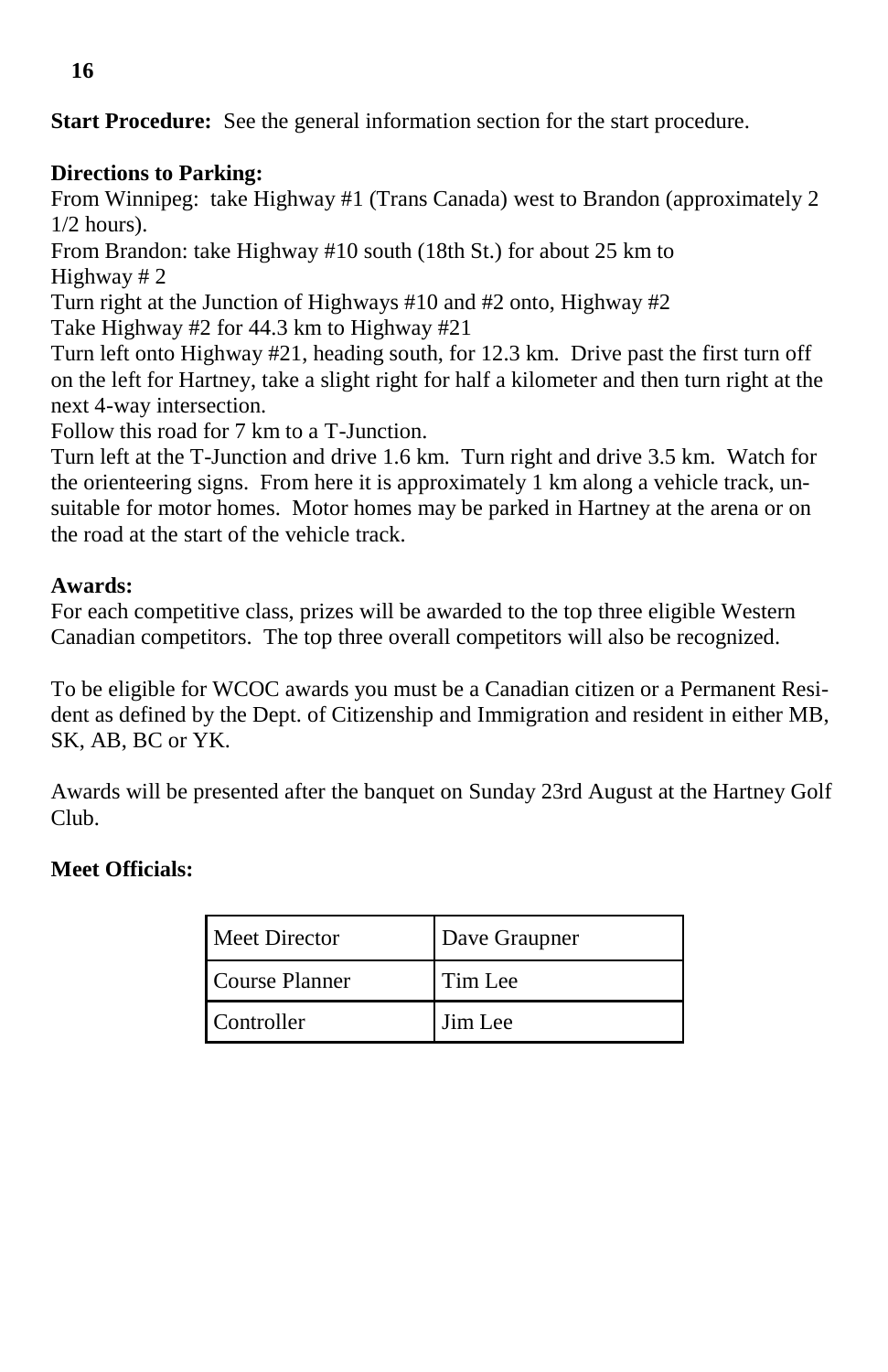**Start Procedure:** See the general information section for the start procedure.

**Directions to Parking:**

From Winnipeg: take Highway #1 (Trans Canada) west to Brandon (approximately 2 1/2 hours).

From Brandon: take Highway #10 south (18th St.) for about 25 km to Highway # 2

Turn right at the Junction of Highways #10 and #2 onto, Highway #2

Take Highway #2 for 44.3 km to Highway #21

Turn left onto Highway #21, heading south, for 12.3 km. Drive past the first turn off on the left for Hartney, take a slight right for half a kilometer and then turn right at the next 4-way intersection.

Follow this road for 7 km to a T-Junction.

Turn left at the T-Junction and drive 1.6 km. Turn right and drive 3.5 km. Watch for the orienteering signs. From here it is approximately 1 km along a vehicle track, unsuitable for motor homes. Motor homes may be parked in Hartney at the arena or on the road at the start of the vehicle track.

**Awards:**

For each competitive class, prizes will be awarded to the top three eligible Western Canadian competitors. The top three overall competitors will also be recognized.

To be eligible for WCOC awards you must be a Canadian citizen or a Permanent Resident as defined by the Dept. of Citizenship and Immigration and resident in either MB, SK, AB, BC or YK.

Awards will be presented after the banquet on Sunday 23rd August at the Hartney Golf Club.

**Meet Officials:**

| | |
|---|---|
| Meet Director | Dave Graupner |
| Course Planner | Tim Lee |
| Controller | Jim Lee |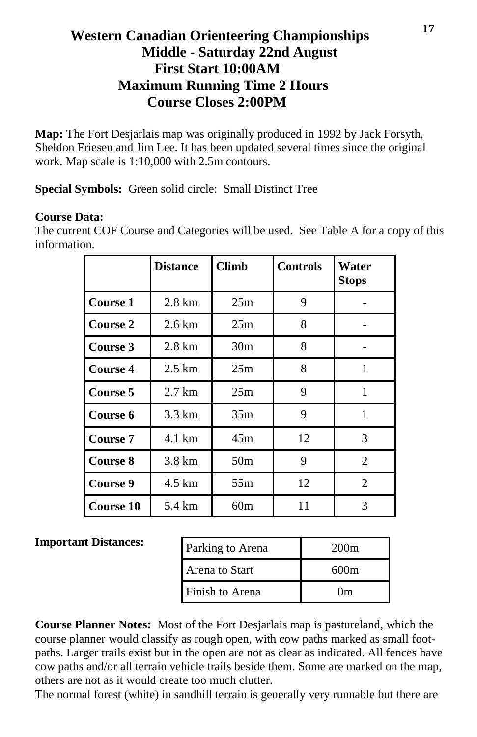# Western Canadian Orienteering Championships
## Middle - Saturday 22nd August
## First Start 10:00AM
## Maximum Running Time 2 Hours
## Course Closes 2:00PM

**Map:** The Fort Desjarlais map was originally produced in 1992 by Jack Forsyth, Sheldon Friesen and Jim Lee. It has been updated several times since the original work. Map scale is 1:10,000 with 2.5m contours.

**Special Symbols:** Green solid circle: Small Distinct Tree

**Course Data:**
The current COF Course and Categories will be used. See Table A for a copy of this information.

| | Distance | Climb | Controls | Water Stops |
|---|---|---|---|---|
| **Course 1** | 2.8 km | 25m | 9 | - |
| **Course 2** | 2.6 km | 25m | 8 | - |
| **Course 3** | 2.8 km | 30m | 8 | - |
| **Course 4** | 2.5 km | 25m | 8 | 1 |
| **Course 5** | 2.7 km | 25m | 9 | 1 |
| **Course 6** | 3.3 km | 35m | 9 | 1 |
| **Course 7** | 4.1 km | 45m | 12 | 3 |
| **Course 8** | 3.8 km | 50m | 9 | 2 |
| **Course 9** | 4.5 km | 55m | 12 | 2 |
| **Course 10** | 5.4 km | 60m | 11 | 3 |

**Important Distances:**

| Parking to Arena | 200m |
|---|---|
| Arena to Start | 600m |
| Finish to Arena | 0m |

**Course Planner Notes:** Most of the Fort Desjarlais map is pastureland, which the course planner would classify as rough open, with cow paths marked as small foot-paths. Larger trails exist but in the open are not as clear as indicated. All fences have cow paths and/or all terrain vehicle trails beside them. Some are marked on the map, others are not as it would create too much clutter.
The normal forest (white) in sandhill terrain is generally very runnable but there are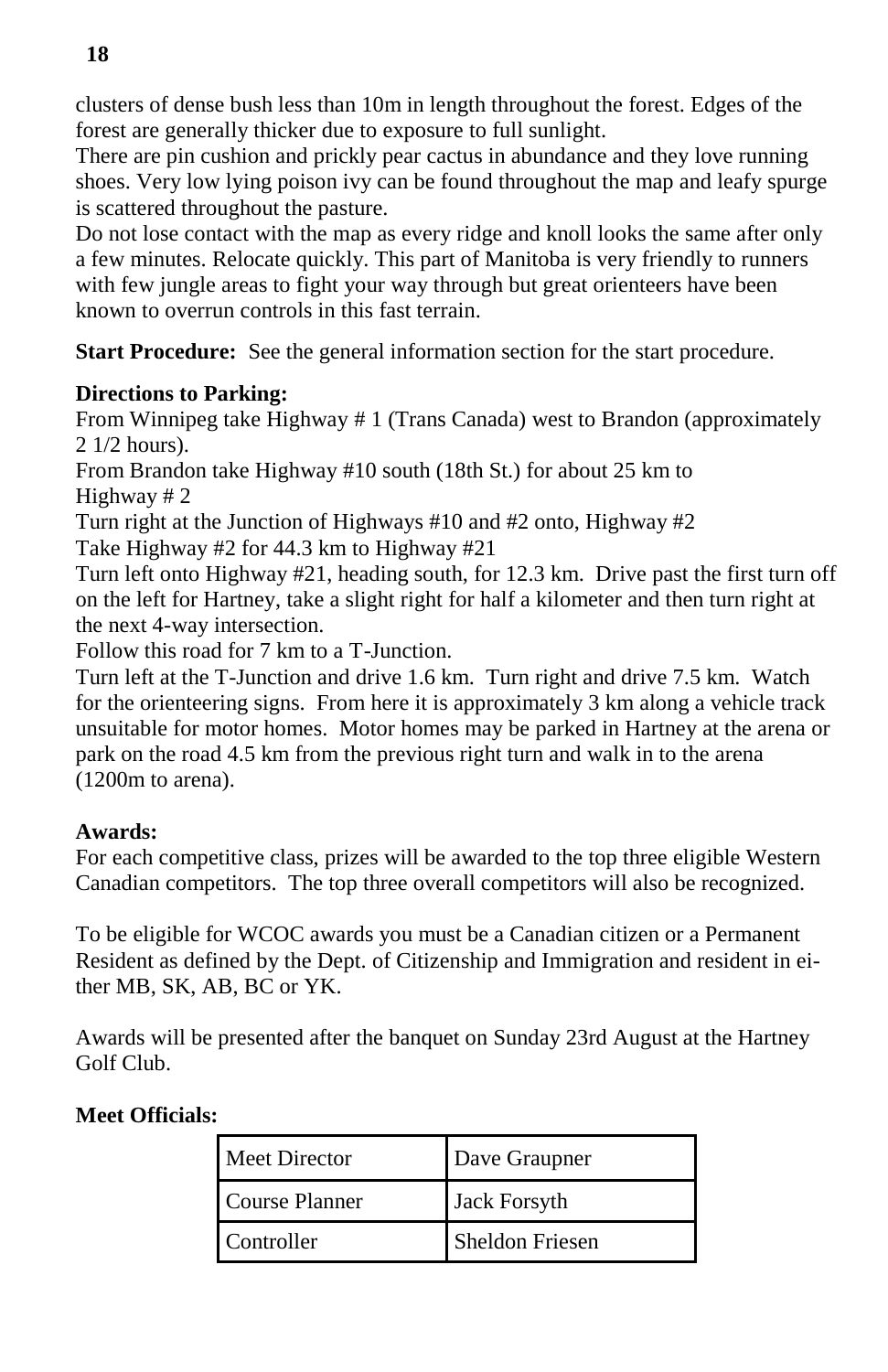clusters of dense bush less than 10m in length throughout the forest. Edges of the forest are generally thicker due to exposure to full sunlight.

There are pin cushion and prickly pear cactus in abundance and they love running shoes. Very low lying poison ivy can be found throughout the map and leafy spurge is scattered throughout the pasture.

Do not lose contact with the map as every ridge and knoll looks the same after only a few minutes. Relocate quickly. This part of Manitoba is very friendly to runners with few jungle areas to fight your way through but great orienteers have been known to overrun controls in this fast terrain.

**Start Procedure:** See the general information section for the start procedure.

**Directions to Parking:**

From Winnipeg take Highway # 1 (Trans Canada) west to Brandon (approximately 2 1/2 hours).

From Brandon take Highway #10 south (18th St.) for about 25 km to Highway # 2

Turn right at the Junction of Highways #10 and #2 onto, Highway #2

Take Highway #2 for 44.3 km to Highway #21

Turn left onto Highway #21, heading south, for 12.3 km. Drive past the first turn off on the left for Hartney, take a slight right for half a kilometer and then turn right at the next 4-way intersection.

Follow this road for 7 km to a T-Junction.

Turn left at the T-Junction and drive 1.6 km. Turn right and drive 7.5 km. Watch for the orienteering signs. From here it is approximately 3 km along a vehicle track unsuitable for motor homes. Motor homes may be parked in Hartney at the arena or park on the road 4.5 km from the previous right turn and walk in to the arena (1200m to arena).

**Awards:**

For each competitive class, prizes will be awarded to the top three eligible Western Canadian competitors. The top three overall competitors will also be recognized.

To be eligible for WCOC awards you must be a Canadian citizen or a Permanent Resident as defined by the Dept. of Citizenship and Immigration and resident in either MB, SK, AB, BC or YK.

Awards will be presented after the banquet on Sunday 23rd August at the Hartney Golf Club.

**Meet Officials:**

| | |
|---|---|
| Meet Director | Dave Graupner |
| Course Planner | Jack Forsyth |
| Controller | Sheldon Friesen |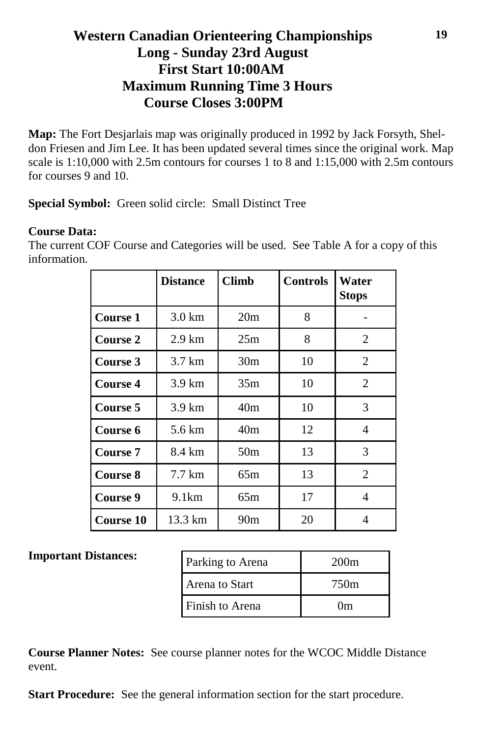# Western Canadian Orienteering Championships
## Long - Sunday 23rd August
## First Start 10:00AM
## Maximum Running Time 3 Hours
## Course Closes 3:00PM

**Map:** The Fort Desjarlais map was originally produced in 1992 by Jack Forsyth, Sheldon Friesen and Jim Lee. It has been updated several times since the original work. Map scale is 1:10,000 with 2.5m contours for courses 1 to 8 and 1:15,000 with 2.5m contours for courses 9 and 10.

**Special Symbol:** Green solid circle: Small Distinct Tree

**Course Data:**
The current COF Course and Categories will be used. See Table A for a copy of this information.

| | Distance | Climb | Controls | Water Stops |
|---|---|---|---|---|
| **Course 1** | 3.0 km | 20m | 8 | - |
| **Course 2** | 2.9 km | 25m | 8 | 2 |
| **Course 3** | 3.7 km | 30m | 10 | 2 |
| **Course 4** | 3.9 km | 35m | 10 | 2 |
| **Course 5** | 3.9 km | 40m | 10 | 3 |
| **Course 6** | 5.6 km | 40m | 12 | 4 |
| **Course 7** | 8.4 km | 50m | 13 | 3 |
| **Course 8** | 7.7 km | 65m | 13 | 2 |
| **Course 9** | 9.1km | 65m | 17 | 4 |
| **Course 10** | 13.3 km | 90m | 20 | 4 |

**Important Distances:**

| | |
|---|---|
| Parking to Arena | 200m |
| Arena to Start | 750m |
| Finish to Arena | 0m |

**Course Planner Notes:** See course planner notes for the WCOC Middle Distance event.

**Start Procedure:** See the general information section for the start procedure.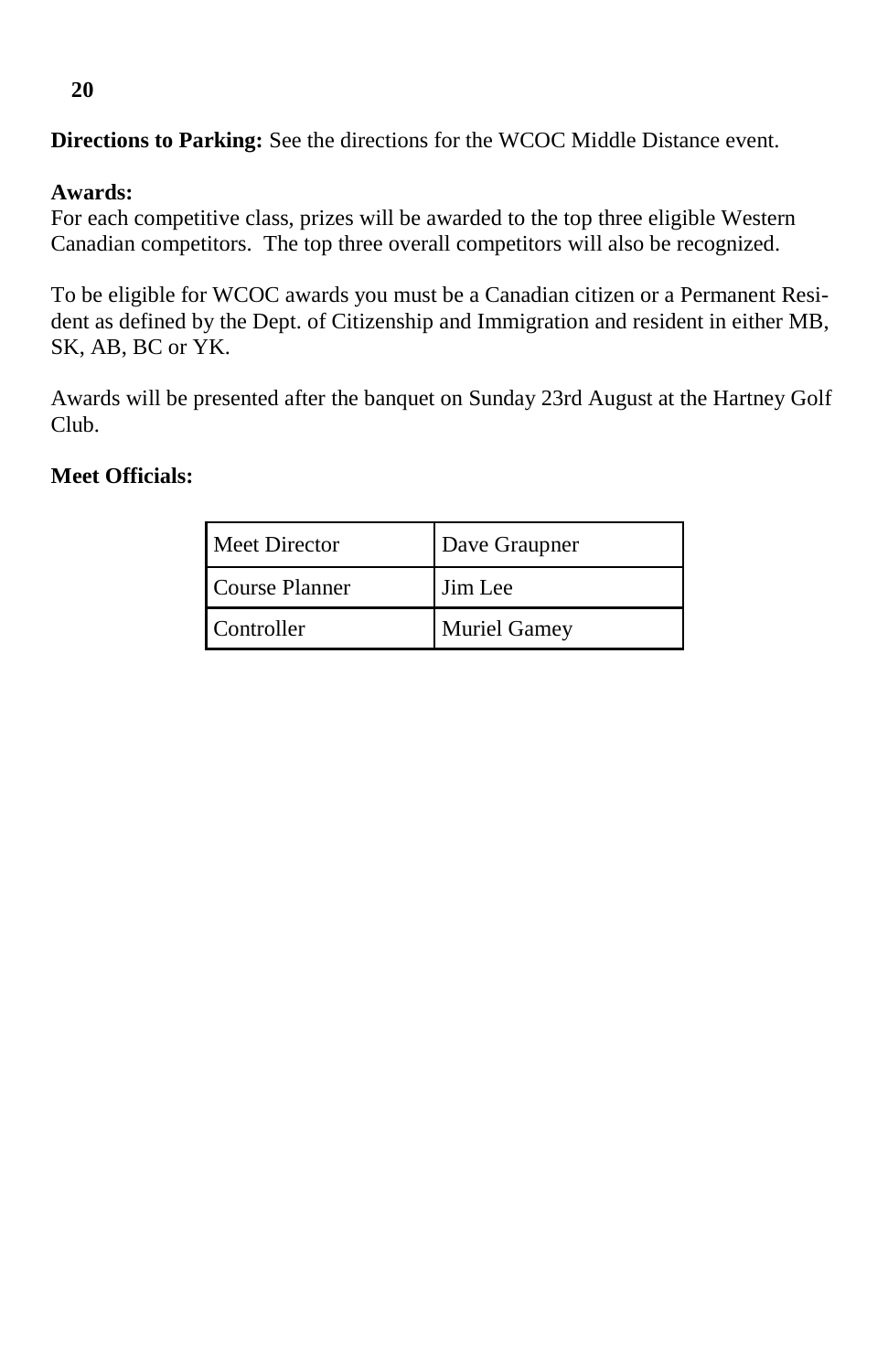**Directions to Parking:** See the directions for the WCOC Middle Distance event.

**Awards:**
For each competitive class, prizes will be awarded to the top three eligible Western Canadian competitors.  The top three overall competitors will also be recognized.

To be eligible for WCOC awards you must be a Canadian citizen or a Permanent Resident as defined by the Dept. of Citizenship and Immigration and resident in either MB, SK, AB, BC or YK.

Awards will be presented after the banquet on Sunday 23rd August at the Hartney Golf Club.

**Meet Officials:**

| | |
|---|---|
| Meet Director | Dave Graupner |
| Course Planner | Jim Lee |
| Controller | Muriel Gamey |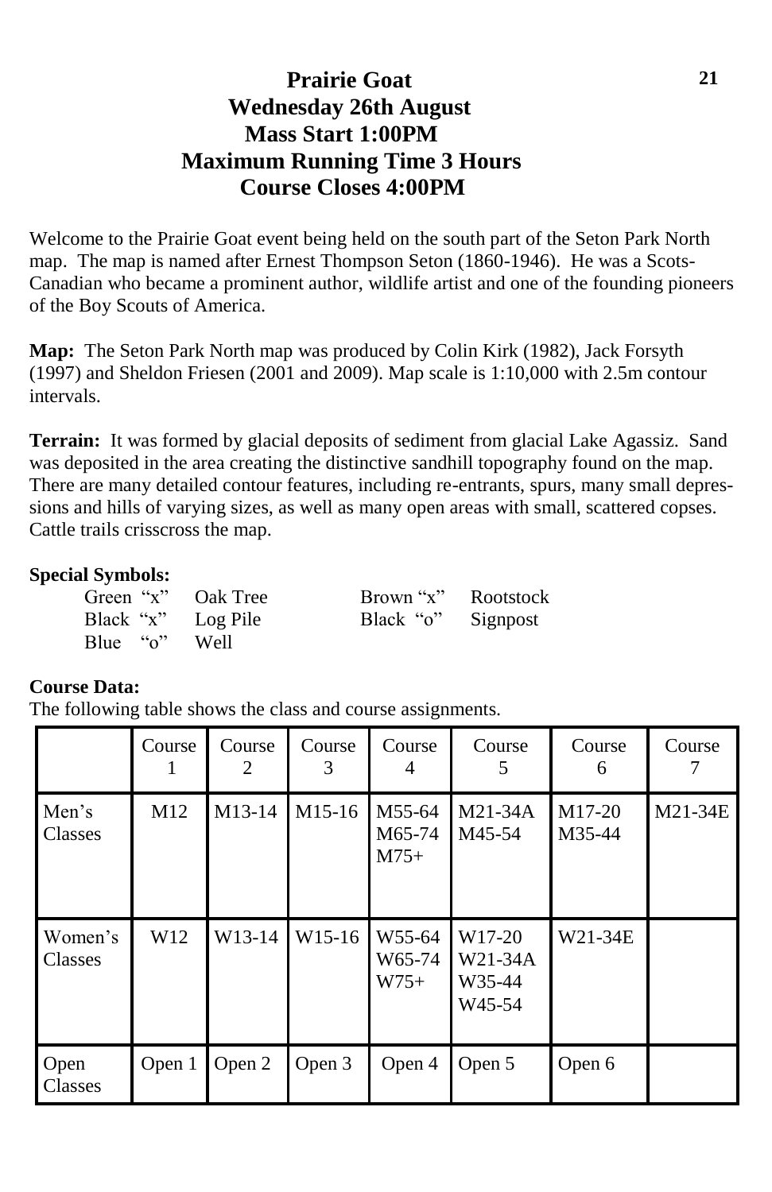# Prairie Goat
## Wednesday 26th August
## Mass Start 1:00PM
## Maximum Running Time 3 Hours
## Course Closes 4:00PM

Welcome to the Prairie Goat event being held on the south part of the Seton Park North map. The map is named after Ernest Thompson Seton (1860-1946). He was a Scots-Canadian who became a prominent author, wildlife artist and one of the founding pioneers of the Boy Scouts of America.

**Map:** The Seton Park North map was produced by Colin Kirk (1982), Jack Forsyth (1997) and Sheldon Friesen (2001 and 2009). Map scale is 1:10,000 with 2.5m contour intervals.

**Terrain:** It was formed by glacial deposits of sediment from glacial Lake Agassiz. Sand was deposited in the area creating the distinctive sandhill topography found on the map. There are many detailed contour features, including re-entrants, spurs, many small depressions and hills of varying sizes, as well as many open areas with small, scattered copses. Cattle trails crisscross the map.

**Special Symbols:**

| | | | |
|---|---|---|---|
| Green "x" | Oak Tree | Brown "x" | Rootstock |
| Black "x" | Log Pile | Black "o" | Signpost |
| Blue "o" | Well | | |

**Course Data:**
The following table shows the class and course assignments.

| | Course 1 | Course 2 | Course 3 | Course 4 | Course 5 | Course 6 | Course 7 |
|---|---|---|---|---|---|---|---|
| Men's Classes | M12 | M13-14 | M15-16 | M55-64 M65-74 M75+ | M21-34A M45-54 | M17-20 M35-44 | M21-34E |
| Women's Classes | W12 | W13-14 | W15-16 | W55-64 W65-74 W75+ | W17-20 W21-34A W35-44 W45-54 | W21-34E | |
| Open Classes | Open 1 | Open 2 | Open 3 | Open 4 | Open 5 | Open 6 | |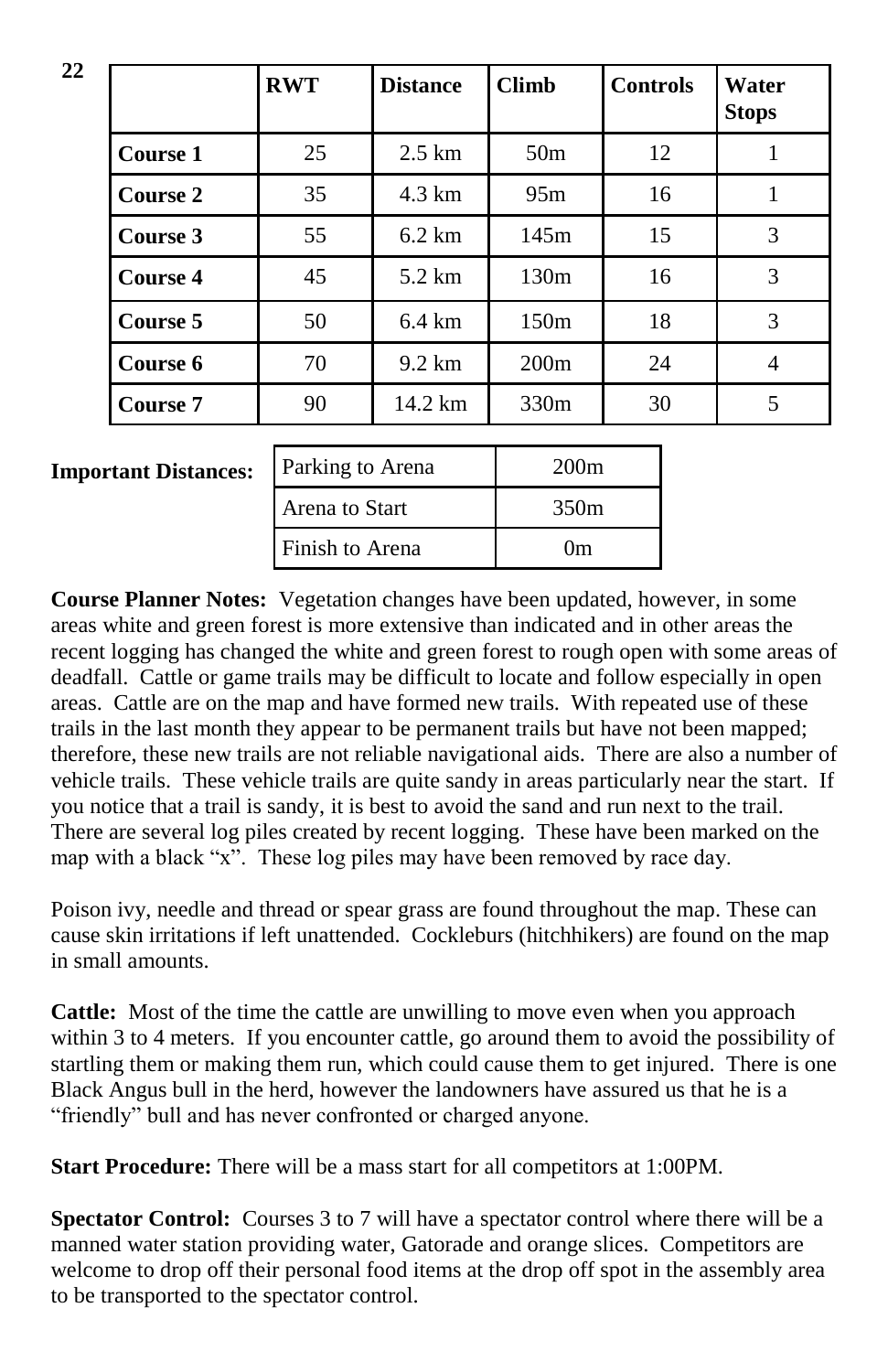| | RWT | Distance | Climb | Controls | Water Stops |
|---|---|---|---|---|---|
| **Course 1** | 25 | 2.5 km | 50m | 12 | 1 |
| **Course 2** | 35 | 4.3 km | 95m | 16 | 1 |
| **Course 3** | 55 | 6.2 km | 145m | 15 | 3 |
| **Course 4** | 45 | 5.2 km | 130m | 16 | 3 |
| **Course 5** | 50 | 6.4 km | 150m | 18 | 3 |
| **Course 6** | 70 | 9.2 km | 200m | 24 | 4 |
| **Course 7** | 90 | 14.2 km | 330m | 30 | 5 |

**Important Distances:**

| | |
|---|---|
| Parking to Arena | 200m |
| Arena to Start | 350m |
| Finish to Arena | 0m |

**Course Planner Notes:** Vegetation changes have been updated, however, in some areas white and green forest is more extensive than indicated and in other areas the recent logging has changed the white and green forest to rough open with some areas of deadfall. Cattle or game trails may be difficult to locate and follow especially in open areas. Cattle are on the map and have formed new trails. With repeated use of these trails in the last month they appear to be permanent trails but have not been mapped; therefore, these new trails are not reliable navigational aids. There are also a number of vehicle trails. These vehicle trails are quite sandy in areas particularly near the start. If you notice that a trail is sandy, it is best to avoid the sand and run next to the trail. There are several log piles created by recent logging. These have been marked on the map with a black "x". These log piles may have been removed by race day.

Poison ivy, needle and thread or spear grass are found throughout the map. These can cause skin irritations if left unattended. Cockleburs (hitchhikers) are found on the map in small amounts.

**Cattle:** Most of the time the cattle are unwilling to move even when you approach within 3 to 4 meters. If you encounter cattle, go around them to avoid the possibility of startling them or making them run, which could cause them to get injured. There is one Black Angus bull in the herd, however the landowners have assured us that he is a "friendly" bull and has never confronted or charged anyone.

**Start Procedure:** There will be a mass start for all competitors at 1:00PM.

**Spectator Control:** Courses 3 to 7 will have a spectator control where there will be a manned water station providing water, Gatorade and orange slices. Competitors are welcome to drop off their personal food items at the drop off spot in the assembly area to be transported to the spectator control.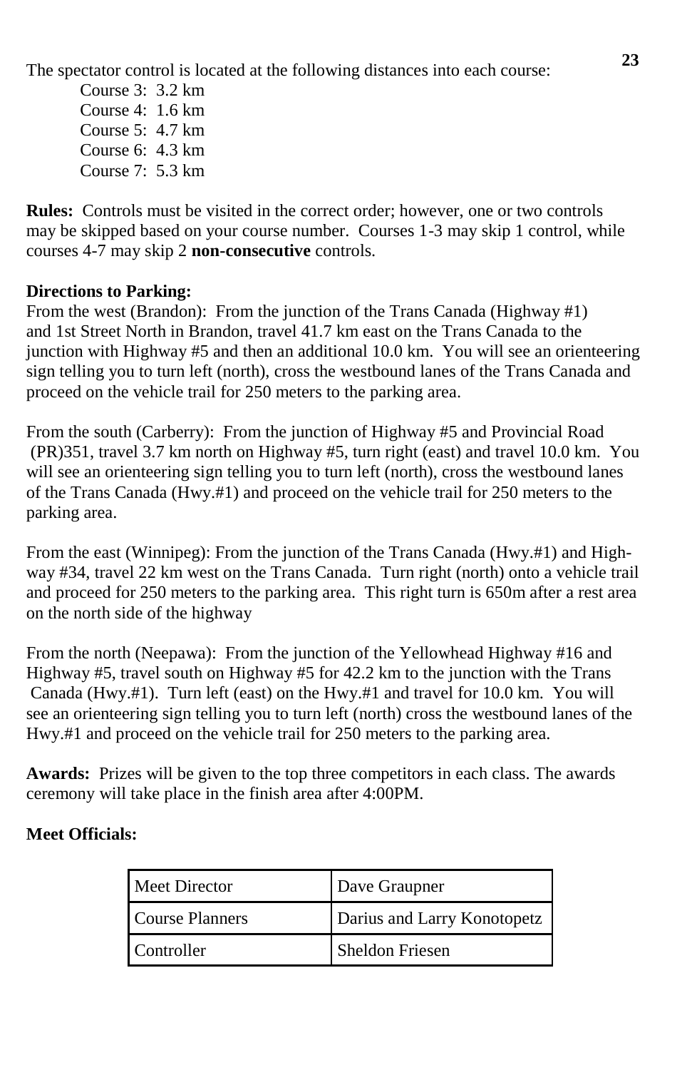The spectator control is located at the following distances into each course:

Course 3: 3.2 km
Course 4: 1.6 km
Course 5: 4.7 km
Course 6: 4.3 km
Course 7: 5.3 km

**Rules:** Controls must be visited in the correct order; however, one or two controls may be skipped based on your course number. Courses 1-3 may skip 1 control, while courses 4-7 may skip 2 **non-consecutive** controls.

**Directions to Parking:**
From the west (Brandon): From the junction of the Trans Canada (Highway #1) and 1st Street North in Brandon, travel 41.7 km east on the Trans Canada to the junction with Highway #5 and then an additional 10.0 km. You will see an orienteering sign telling you to turn left (north), cross the westbound lanes of the Trans Canada and proceed on the vehicle trail for 250 meters to the parking area.

From the south (Carberry): From the junction of Highway #5 and Provincial Road (PR)351, travel 3.7 km north on Highway #5, turn right (east) and travel 10.0 km. You will see an orienteering sign telling you to turn left (north), cross the westbound lanes of the Trans Canada (Hwy.#1) and proceed on the vehicle trail for 250 meters to the parking area.

From the east (Winnipeg): From the junction of the Trans Canada (Hwy.#1) and Highway #34, travel 22 km west on the Trans Canada. Turn right (north) onto a vehicle trail and proceed for 250 meters to the parking area. This right turn is 650m after a rest area on the north side of the highway

From the north (Neepawa): From the junction of the Yellowhead Highway #16 and Highway #5, travel south on Highway #5 for 42.2 km to the junction with the Trans Canada (Hwy.#1). Turn left (east) on the Hwy.#1 and travel for 10.0 km. You will see an orienteering sign telling you to turn left (north) cross the westbound lanes of the Hwy.#1 and proceed on the vehicle trail for 250 meters to the parking area.

**Awards:** Prizes will be given to the top three competitors in each class. The awards ceremony will take place in the finish area after 4:00PM.

**Meet Officials:**

| Meet Director | Dave Graupner |
|---|---|
| Course Planners | Darius and Larry Konotopetz |
| Controller | Sheldon Friesen |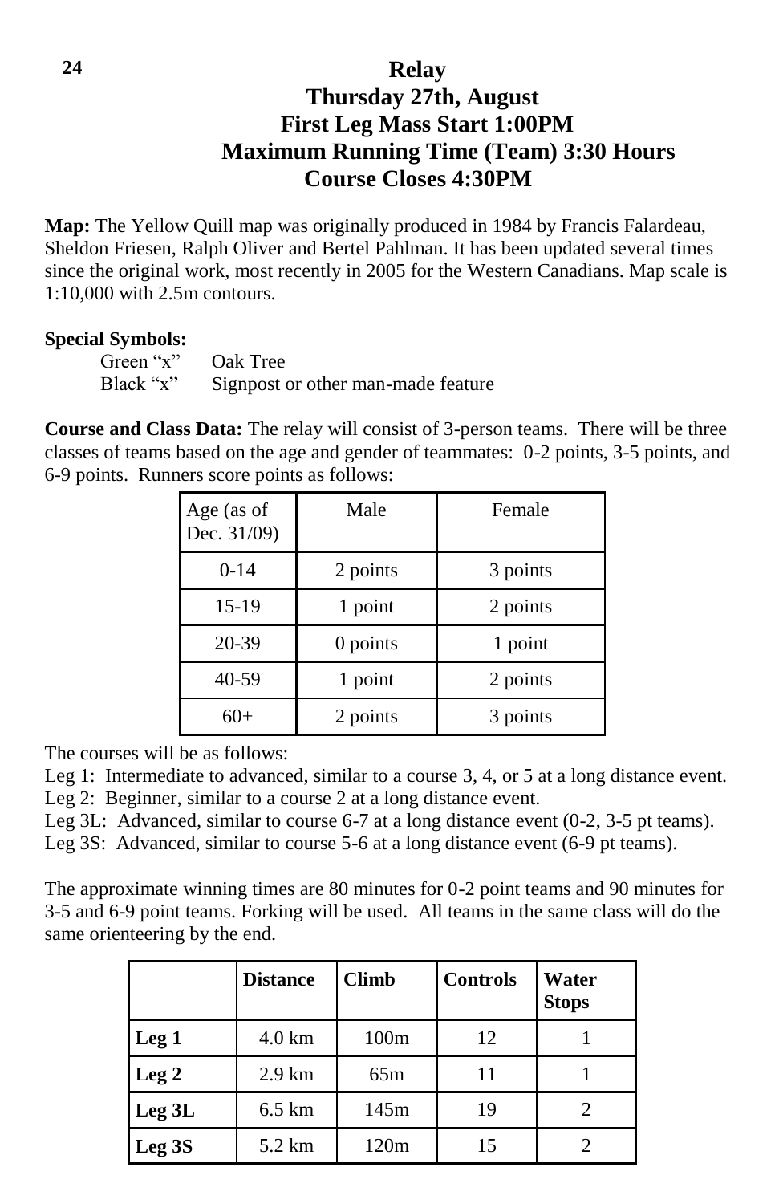# Relay
## Thursday 27th, August
## First Leg Mass Start 1:00PM
## Maximum Running Time (Team) 3:30 Hours
## Course Closes 4:30PM

**Map:** The Yellow Quill map was originally produced in 1984 by Francis Falardeau, Sheldon Friesen, Ralph Oliver and Bertel Pahlman. It has been updated several times since the original work, most recently in 2005 for the Western Canadians. Map scale is 1:10,000 with 2.5m contours.

**Special Symbols:**

Green "x" Oak Tree
Black "x" Signpost or other man-made feature

**Course and Class Data:** The relay will consist of 3-person teams. There will be three classes of teams based on the age and gender of teammates: 0-2 points, 3-5 points, and 6-9 points. Runners score points as follows:

| Age (as of Dec. 31/09) | Male | Female |
|---|---|---|
| 0-14 | 2 points | 3 points |
| 15-19 | 1 point | 2 points |
| 20-39 | 0 points | 1 point |
| 40-59 | 1 point | 2 points |
| 60+ | 2 points | 3 points |

The courses will be as follows:

Leg 1: Intermediate to advanced, similar to a course 3, 4, or 5 at a long distance event.
Leg 2: Beginner, similar to a course 2 at a long distance event.
Leg 3L: Advanced, similar to course 6-7 at a long distance event (0-2, 3-5 pt teams).
Leg 3S: Advanced, similar to course 5-6 at a long distance event (6-9 pt teams).

The approximate winning times are 80 minutes for 0-2 point teams and 90 minutes for 3-5 and 6-9 point teams. Forking will be used. All teams in the same class will do the same orienteering by the end.

| | **Distance** | **Climb** | **Controls** | **Water Stops** |
|---|---|---|---|---|
| **Leg 1** | 4.0 km | 100m | 12 | 1 |
| **Leg 2** | 2.9 km | 65m | 11 | 1 |
| **Leg 3L** | 6.5 km | 145m | 19 | 2 |
| **Leg 3S** | 5.2 km | 120m | 15 | 2 |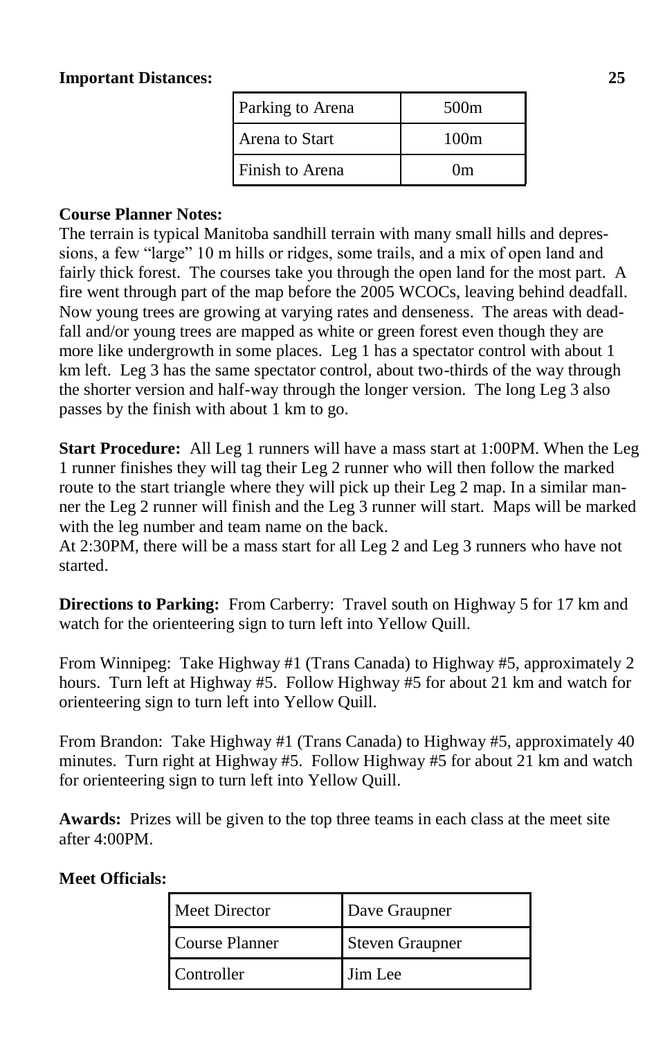**Important Distances:**

| Parking to Arena | 500m |
|---|---|
| Arena to Start | 100m |
| Finish to Arena | 0m |

**Course Planner Notes:**
The terrain is typical Manitoba sandhill terrain with many small hills and depressions, a few "large" 10 m hills or ridges, some trails, and a mix of open land and fairly thick forest. The courses take you through the open land for the most part. A fire went through part of the map before the 2005 WCOCs, leaving behind deadfall. Now young trees are growing at varying rates and denseness. The areas with deadfall and/or young trees are mapped as white or green forest even though they are more like undergrowth in some places. Leg 1 has a spectator control with about 1 km left. Leg 3 has the same spectator control, about two-thirds of the way through the shorter version and half-way through the longer version. The long Leg 3 also passes by the finish with about 1 km to go.

**Start Procedure:** All Leg 1 runners will have a mass start at 1:00PM. When the Leg 1 runner finishes they will tag their Leg 2 runner who will then follow the marked route to the start triangle where they will pick up their Leg 2 map. In a similar manner the Leg 2 runner will finish and the Leg 3 runner will start. Maps will be marked with the leg number and team name on the back.
At 2:30PM, there will be a mass start for all Leg 2 and Leg 3 runners who have not started.

**Directions to Parking:** From Carberry: Travel south on Highway 5 for 17 km and watch for the orienteering sign to turn left into Yellow Quill.

From Winnipeg: Take Highway #1 (Trans Canada) to Highway #5, approximately 2 hours. Turn left at Highway #5. Follow Highway #5 for about 21 km and watch for orienteering sign to turn left into Yellow Quill.

From Brandon: Take Highway #1 (Trans Canada) to Highway #5, approximately 40 minutes. Turn right at Highway #5. Follow Highway #5 for about 21 km and watch for orienteering sign to turn left into Yellow Quill.

**Awards:** Prizes will be given to the top three teams in each class at the meet site after 4:00PM.

**Meet Officials:**

| Meet Director | Dave Graupner |
|---|---|
| Course Planner | Steven Graupner |
| Controller | Jim Lee |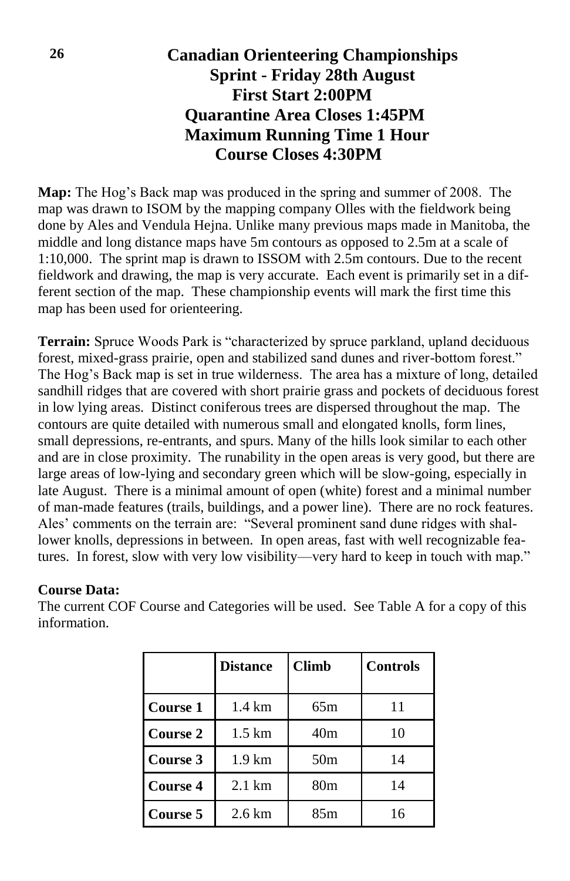# Canadian Orienteering Championships

## Sprint - Friday 28th August

**First Start 2:00PM**

**Quarantine Area Closes 1:45PM**

**Maximum Running Time 1 Hour**

**Course Closes 4:30PM**

**Map:** The Hog's Back map was produced in the spring and summer of 2008. The map was drawn to ISOM by the mapping company Olles with the fieldwork being done by Ales and Vendula Hejna. Unlike many previous maps made in Manitoba, the middle and long distance maps have 5m contours as opposed to 2.5m at a scale of 1:10,000. The sprint map is drawn to ISSOM with 2.5m contours. Due to the recent fieldwork and drawing, the map is very accurate. Each event is primarily set in a different section of the map. These championship events will mark the first time this map has been used for orienteering.

**Terrain:** Spruce Woods Park is "characterized by spruce parkland, upland deciduous forest, mixed-grass prairie, open and stabilized sand dunes and river-bottom forest." The Hog's Back map is set in true wilderness. The area has a mixture of long, detailed sandhill ridges that are covered with short prairie grass and pockets of deciduous forest in low lying areas. Distinct coniferous trees are dispersed throughout the map. The contours are quite detailed with numerous small and elongated knolls, form lines, small depressions, re-entrants, and spurs. Many of the hills look similar to each other and are in close proximity. The runability in the open areas is very good, but there are large areas of low-lying and secondary green which will be slow-going, especially in late August. There is a minimal amount of open (white) forest and a minimal number of man-made features (trails, buildings, and a power line). There are no rock features. Ales' comments on the terrain are: "Several prominent sand dune ridges with shallower knolls, depressions in between. In open areas, fast with well recognizable features. In forest, slow with very low visibility—very hard to keep in touch with map."

**Course Data:**

The current COF Course and Categories will be used. See Table A for a copy of this information.

| | Distance | Climb | Controls |
|---|---|---|---|
| **Course 1** | 1.4 km | 65m | 11 |
| **Course 2** | 1.5 km | 40m | 10 |
| **Course 3** | 1.9 km | 50m | 14 |
| **Course 4** | 2.1 km | 80m | 14 |
| **Course 5** | 2.6 km | 85m | 16 |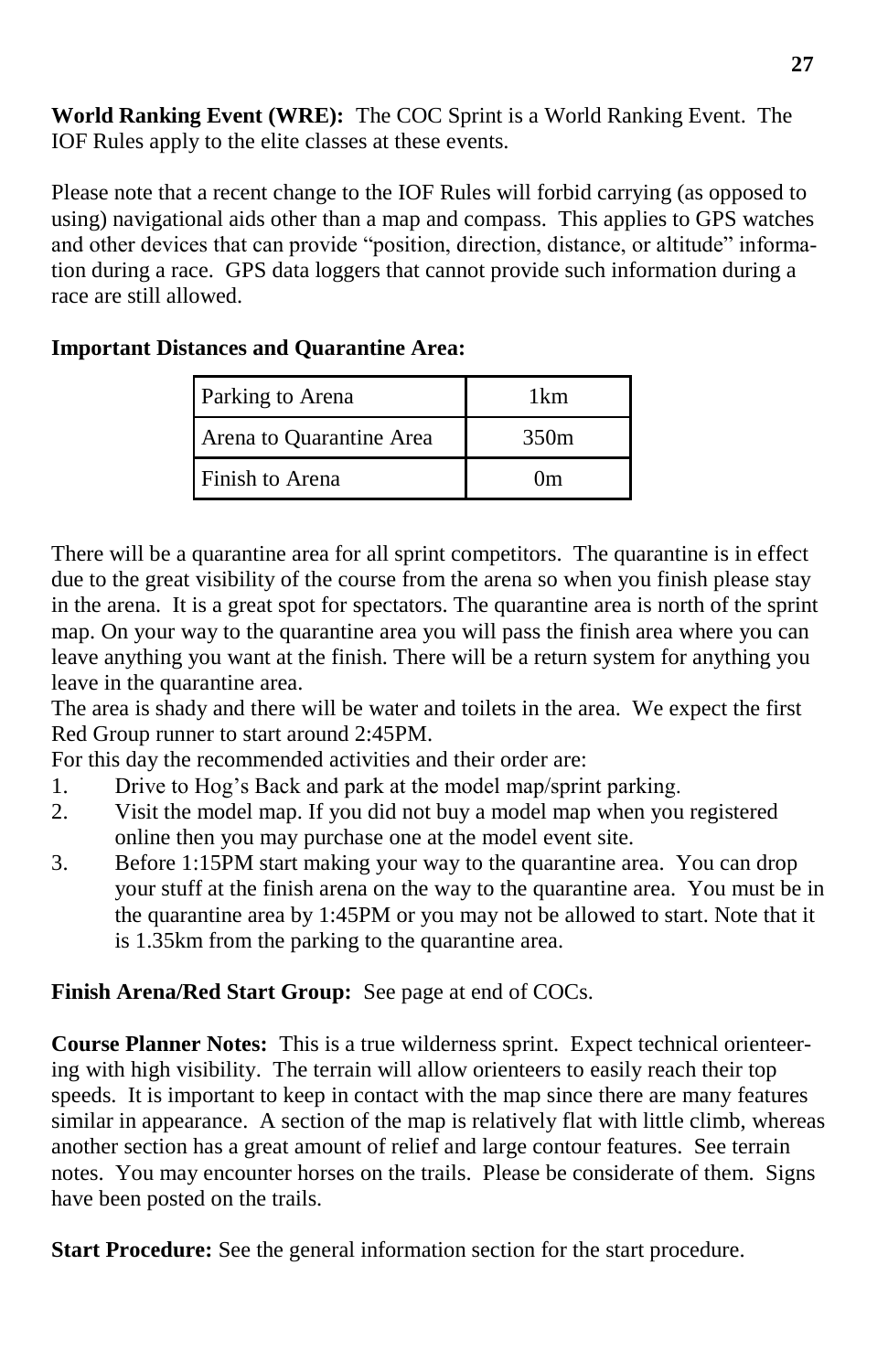**World Ranking Event (WRE):** The COC Sprint is a World Ranking Event. The IOF Rules apply to the elite classes at these events.

Please note that a recent change to the IOF Rules will forbid carrying (as opposed to using) navigational aids other than a map and compass. This applies to GPS watches and other devices that can provide "position, direction, distance, or altitude" information during a race. GPS data loggers that cannot provide such information during a race are still allowed.

**Important Distances and Quarantine Area:**

| Parking to Arena | 1km |
|---|---|
| Arena to Quarantine Area | 350m |
| Finish to Arena | 0m |

There will be a quarantine area for all sprint competitors. The quarantine is in effect due to the great visibility of the course from the arena so when you finish please stay in the arena. It is a great spot for spectators. The quarantine area is north of the sprint map. On your way to the quarantine area you will pass the finish area where you can leave anything you want at the finish. There will be a return system for anything you leave in the quarantine area.

The area is shady and there will be water and toilets in the area. We expect the first Red Group runner to start around 2:45PM.

For this day the recommended activities and their order are:

1. Drive to Hog's Back and park at the model map/sprint parking.
2. Visit the model map. If you did not buy a model map when you registered online then you may purchase one at the model event site.
3. Before 1:15PM start making your way to the quarantine area. You can drop your stuff at the finish arena on the way to the quarantine area. You must be in the quarantine area by 1:45PM or you may not be allowed to start. Note that it is 1.35km from the parking to the quarantine area.

**Finish Arena/Red Start Group:** See page at end of COCs.

**Course Planner Notes:** This is a true wilderness sprint. Expect technical orienteering with high visibility. The terrain will allow orienteers to easily reach their top speeds. It is important to keep in contact with the map since there are many features similar in appearance. A section of the map is relatively flat with little climb, whereas another section has a great amount of relief and large contour features. See terrain notes. You may encounter horses on the trails. Please be considerate of them. Signs have been posted on the trails.

**Start Procedure:** See the general information section for the start procedure.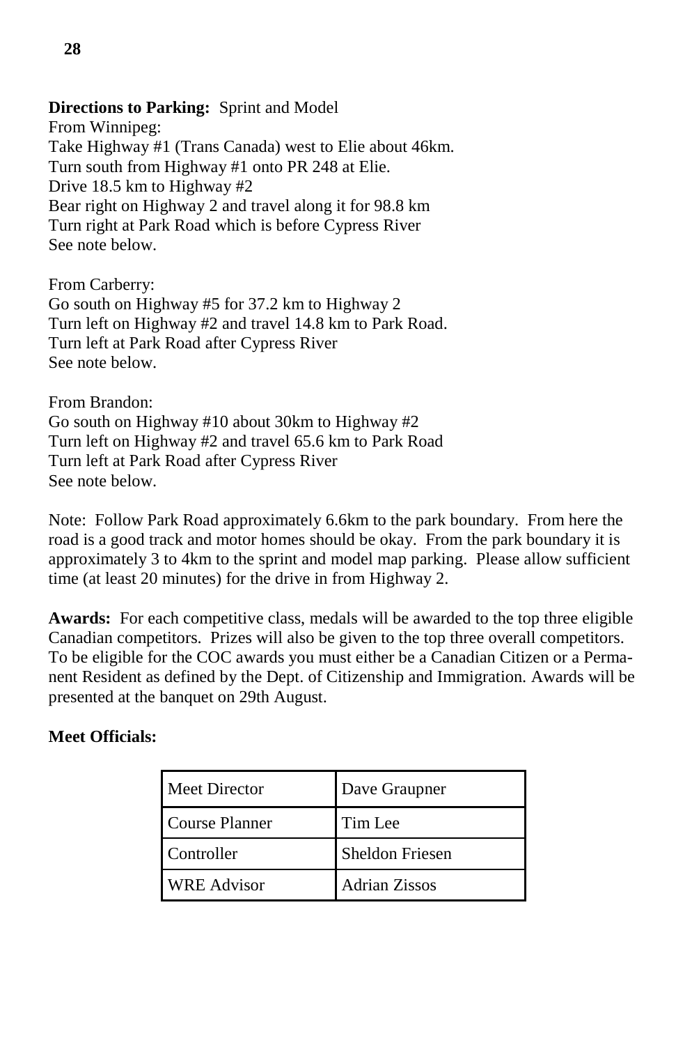**Directions to Parking:** Sprint and Model
From Winnipeg:
Take Highway #1 (Trans Canada) west to Elie about 46km.
Turn south from Highway #1 onto PR 248 at Elie.
Drive 18.5 km to Highway #2
Bear right on Highway 2 and travel along it for 98.8 km
Turn right at Park Road which is before Cypress River
See note below.

From Carberry:
Go south on Highway #5 for 37.2 km to Highway 2
Turn left on Highway #2 and travel 14.8 km to Park Road.
Turn left at Park Road after Cypress River
See note below.

From Brandon:
Go south on Highway #10 about 30km to Highway #2
Turn left on Highway #2 and travel 65.6 km to Park Road
Turn left at Park Road after Cypress River
See note below.

Note: Follow Park Road approximately 6.6km to the park boundary. From here the road is a good track and motor homes should be okay. From the park boundary it is approximately 3 to 4km to the sprint and model map parking. Please allow sufficient time (at least 20 minutes) for the drive in from Highway 2.

**Awards:** For each competitive class, medals will be awarded to the top three eligible Canadian competitors. Prizes will also be given to the top three overall competitors. To be eligible for the COC awards you must either be a Canadian Citizen or a Permanent Resident as defined by the Dept. of Citizenship and Immigration. Awards will be presented at the banquet on 29th August.

**Meet Officials:**

| Meet Director | Dave Graupner |
|---|---|
| Course Planner | Tim Lee |
| Controller | Sheldon Friesen |
| WRE Advisor | Adrian Zissos |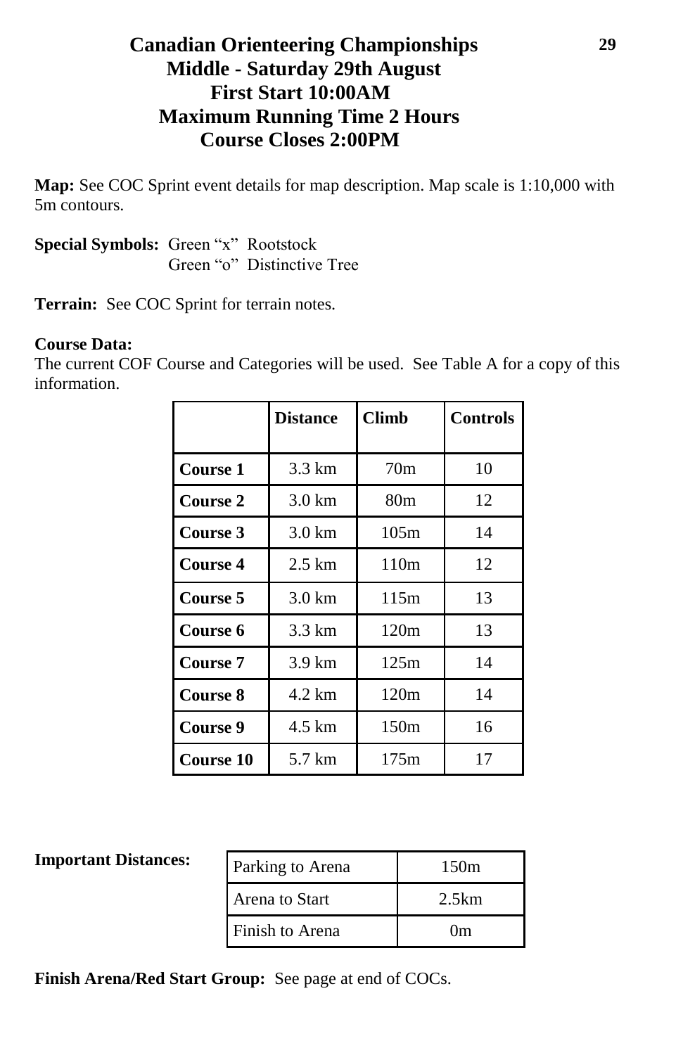# Canadian Orienteering Championships
## Middle - Saturday 29th August
## First Start 10:00AM
## Maximum Running Time 2 Hours
## Course Closes 2:00PM

**Map:** See COC Sprint event details for map description. Map scale is 1:10,000 with 5m contours.

**Special Symbols:** Green "x" Rootstock
Green "o" Distinctive Tree

**Terrain:** See COC Sprint for terrain notes.

**Course Data:**
The current COF Course and Categories will be used. See Table A for a copy of this information.

| | Distance | Climb | Controls |
|---|---|---|---|
| **Course 1** | 3.3 km | 70m | 10 |
| **Course 2** | 3.0 km | 80m | 12 |
| **Course 3** | 3.0 km | 105m | 14 |
| **Course 4** | 2.5 km | 110m | 12 |
| **Course 5** | 3.0 km | 115m | 13 |
| **Course 6** | 3.3 km | 120m | 13 |
| **Course 7** | 3.9 km | 125m | 14 |
| **Course 8** | 4.2 km | 120m | 14 |
| **Course 9** | 4.5 km | 150m | 16 |
| **Course 10** | 5.7 km | 175m | 17 |

**Important Distances:**

| | |
|---|---|
| Parking to Arena | 150m |
| Arena to Start | 2.5km |
| Finish to Arena | 0m |

**Finish Arena/Red Start Group:** See page at end of COCs.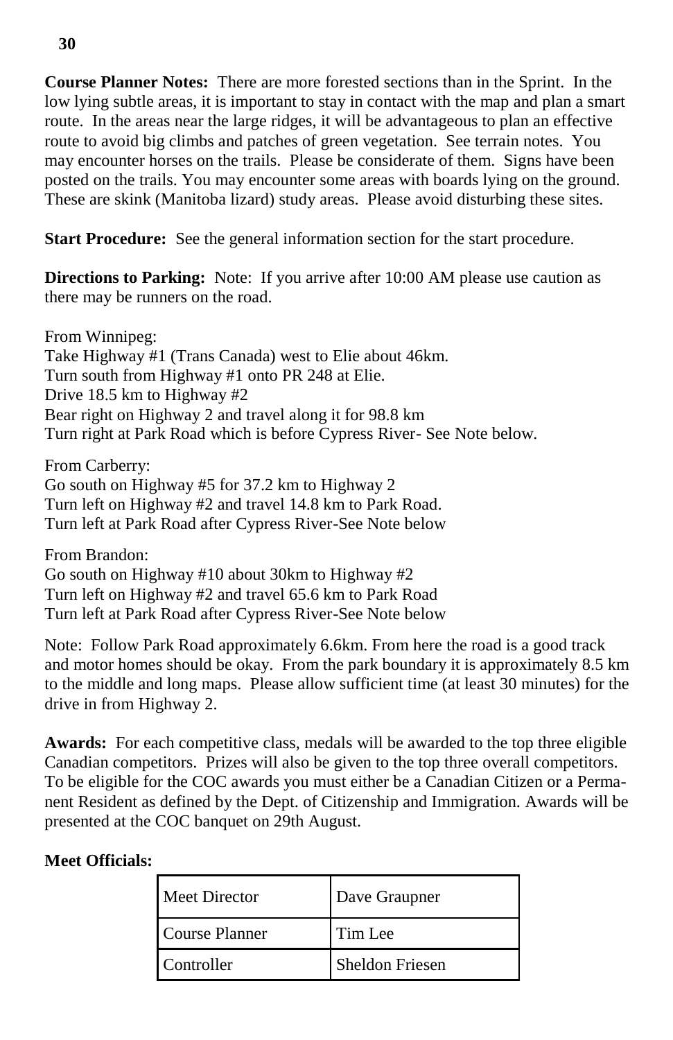**Course Planner Notes:** There are more forested sections than in the Sprint. In the low lying subtle areas, it is important to stay in contact with the map and plan a smart route. In the areas near the large ridges, it will be advantageous to plan an effective route to avoid big climbs and patches of green vegetation. See terrain notes. You may encounter horses on the trails. Please be considerate of them. Signs have been posted on the trails. You may encounter some areas with boards lying on the ground. These are skink (Manitoba lizard) study areas. Please avoid disturbing these sites.

**Start Procedure:** See the general information section for the start procedure.

**Directions to Parking:** Note: If you arrive after 10:00 AM please use caution as there may be runners on the road.

From Winnipeg:
Take Highway #1 (Trans Canada) west to Elie about 46km.
Turn south from Highway #1 onto PR 248 at Elie.
Drive 18.5 km to Highway #2
Bear right on Highway 2 and travel along it for 98.8 km
Turn right at Park Road which is before Cypress River- See Note below.

From Carberry:
Go south on Highway #5 for 37.2 km to Highway 2
Turn left on Highway #2 and travel 14.8 km to Park Road.
Turn left at Park Road after Cypress River-See Note below

From Brandon:
Go south on Highway #10 about 30km to Highway #2
Turn left on Highway #2 and travel 65.6 km to Park Road
Turn left at Park Road after Cypress River-See Note below

Note: Follow Park Road approximately 6.6km. From here the road is a good track and motor homes should be okay. From the park boundary it is approximately 8.5 km to the middle and long maps. Please allow sufficient time (at least 30 minutes) for the drive in from Highway 2.

**Awards:** For each competitive class, medals will be awarded to the top three eligible Canadian competitors. Prizes will also be given to the top three overall competitors. To be eligible for the COC awards you must either be a Canadian Citizen or a Permanent Resident as defined by the Dept. of Citizenship and Immigration. Awards will be presented at the COC banquet on 29th August.

**Meet Officials:**

| Meet Director | Dave Graupner |
|---|---|
| Course Planner | Tim Lee |
| Controller | Sheldon Friesen |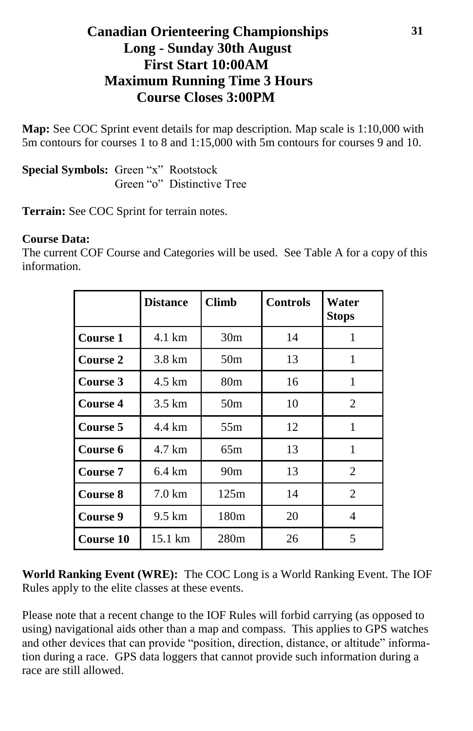# Canadian Orienteering Championships
## Long - Sunday 30th August
## First Start 10:00AM
## Maximum Running Time 3 Hours
## Course Closes 3:00PM

**Map:** See COC Sprint event details for map description. Map scale is 1:10,000 with 5m contours for courses 1 to 8 and 1:15,000 with 5m contours for courses 9 and 10.

**Special Symbols:** Green "x" Rootstock
Green "o" Distinctive Tree

**Terrain:** See COC Sprint for terrain notes.

**Course Data:**
The current COF Course and Categories will be used. See Table A for a copy of this information.

| | Distance | Climb | Controls | Water Stops |
|---|---|---|---|---|
| **Course 1** | 4.1 km | 30m | 14 | 1 |
| **Course 2** | 3.8 km | 50m | 13 | 1 |
| **Course 3** | 4.5 km | 80m | 16 | 1 |
| **Course 4** | 3.5 km | 50m | 10 | 2 |
| **Course 5** | 4.4 km | 55m | 12 | 1 |
| **Course 6** | 4.7 km | 65m | 13 | 1 |
| **Course 7** | 6.4 km | 90m | 13 | 2 |
| **Course 8** | 7.0 km | 125m | 14 | 2 |
| **Course 9** | 9.5 km | 180m | 20 | 4 |
| **Course 10** | 15.1 km | 280m | 26 | 5 |

**World Ranking Event (WRE):** The COC Long is a World Ranking Event. The IOF Rules apply to the elite classes at these events.

Please note that a recent change to the IOF Rules will forbid carrying (as opposed to using) navigational aids other than a map and compass. This applies to GPS watches and other devices that can provide "position, direction, distance, or altitude" information during a race. GPS data loggers that cannot provide such information during a race are still allowed.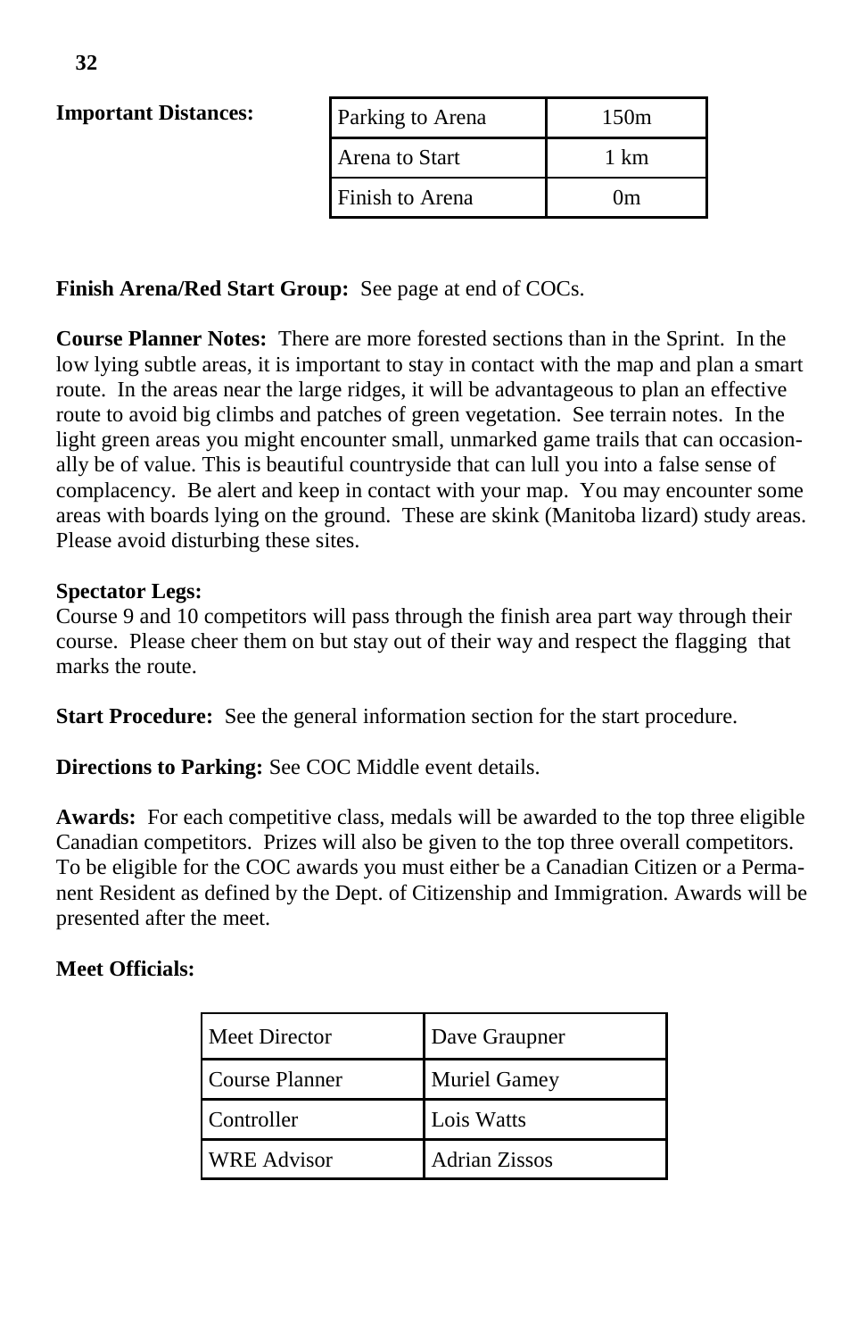**Important Distances:**

| Parking to Arena | 150m |
|---|---|
| Arena to Start | 1 km |
| Finish to Arena | 0m |

**Finish Arena/Red Start Group:** See page at end of COCs.

**Course Planner Notes:** There are more forested sections than in the Sprint. In the low lying subtle areas, it is important to stay in contact with the map and plan a smart route. In the areas near the large ridges, it will be advantageous to plan an effective route to avoid big climbs and patches of green vegetation. See terrain notes. In the light green areas you might encounter small, unmarked game trails that can occasionally be of value. This is beautiful countryside that can lull you into a false sense of complacency. Be alert and keep in contact with your map. You may encounter some areas with boards lying on the ground. These are skink (Manitoba lizard) study areas. Please avoid disturbing these sites.

**Spectator Legs:**
Course 9 and 10 competitors will pass through the finish area part way through their course. Please cheer them on but stay out of their way and respect the flagging that marks the route.

**Start Procedure:** See the general information section for the start procedure.

**Directions to Parking:** See COC Middle event details.

**Awards:** For each competitive class, medals will be awarded to the top three eligible Canadian competitors. Prizes will also be given to the top three overall competitors. To be eligible for the COC awards you must either be a Canadian Citizen or a Permanent Resident as defined by the Dept. of Citizenship and Immigration. Awards will be presented after the meet.

**Meet Officials:**

| Meet Director | Dave Graupner |
|---|---|
| Course Planner | Muriel Gamey |
| Controller | Lois Watts |
| WRE Advisor | Adrian Zissos |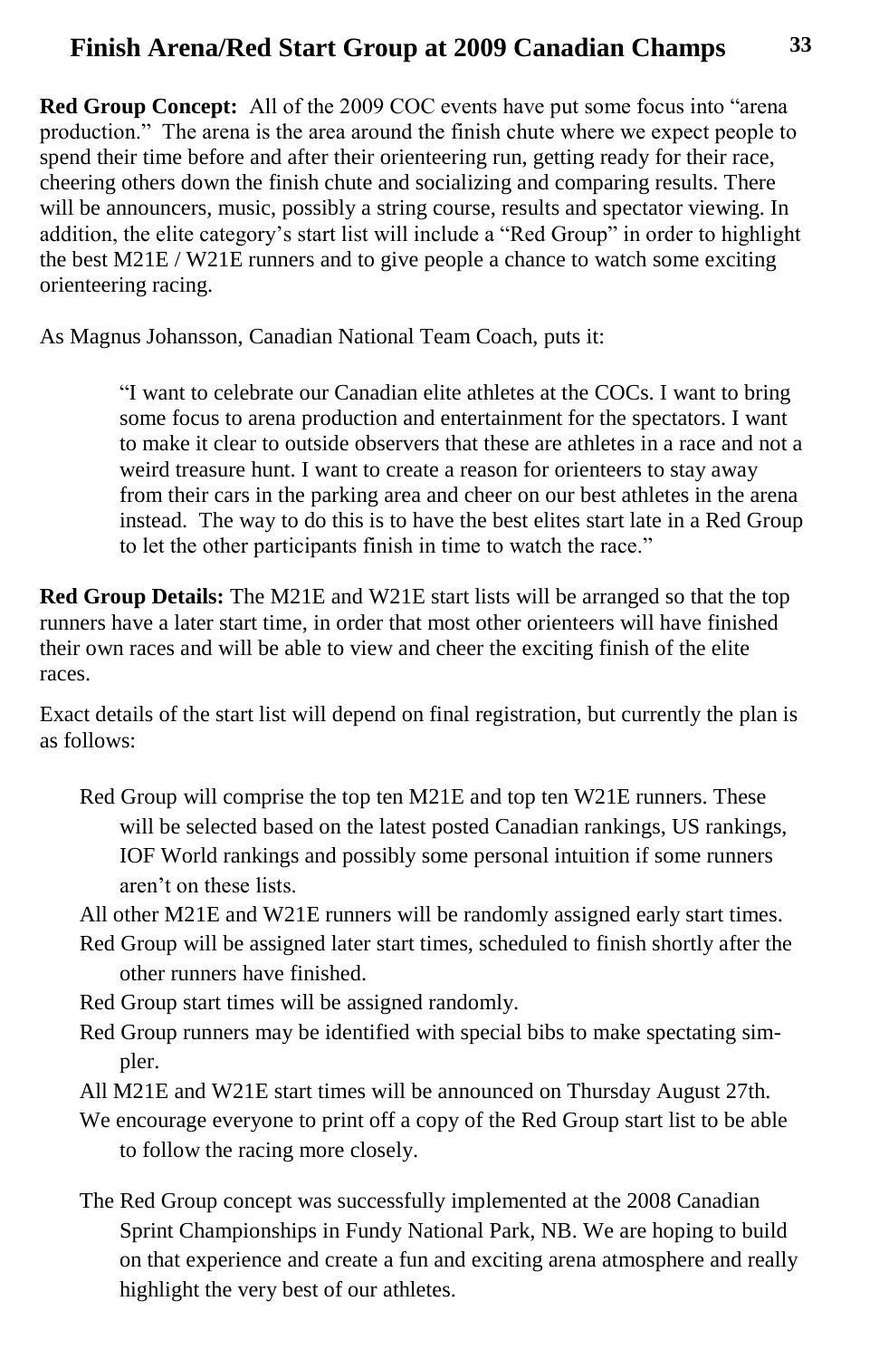# Finish Arena/Red Start Group at 2009 Canadian Champs

**Red Group Concept:** All of the 2009 COC events have put some focus into "arena production." The arena is the area around the finish chute where we expect people to spend their time before and after their orienteering run, getting ready for their race, cheering others down the finish chute and socializing and comparing results. There will be announcers, music, possibly a string course, results and spectator viewing. In addition, the elite category's start list will include a "Red Group" in order to highlight the best M21E / W21E runners and to give people a chance to watch some exciting orienteering racing.

As Magnus Johansson, Canadian National Team Coach, puts it:

> "I want to celebrate our Canadian elite athletes at the COCs. I want to bring some focus to arena production and entertainment for the spectators. I want to make it clear to outside observers that these are athletes in a race and not a weird treasure hunt. I want to create a reason for orienteers to stay away from their cars in the parking area and cheer on our best athletes in the arena instead. The way to do this is to have the best elites start late in a Red Group to let the other participants finish in time to watch the race."

**Red Group Details:** The M21E and W21E start lists will be arranged so that the top runners have a later start time, in order that most other orienteers will have finished their own races and will be able to view and cheer the exciting finish of the elite races.

Exact details of the start list will depend on final registration, but currently the plan is as follows:

- Red Group will comprise the top ten M21E and top ten W21E runners. These will be selected based on the latest posted Canadian rankings, US rankings, IOF World rankings and possibly some personal intuition if some runners aren't on these lists.
- All other M21E and W21E runners will be randomly assigned early start times.
- Red Group will be assigned later start times, scheduled to finish shortly after the other runners have finished.
- Red Group start times will be assigned randomly.
- Red Group runners may be identified with special bibs to make spectating simpler.
- All M21E and W21E start times will be announced on Thursday August 27th.
- We encourage everyone to print off a copy of the Red Group start list to be able to follow the racing more closely.

The Red Group concept was successfully implemented at the 2008 Canadian Sprint Championships in Fundy National Park, NB. We are hoping to build on that experience and create a fun and exciting arena atmosphere and really highlight the very best of our athletes.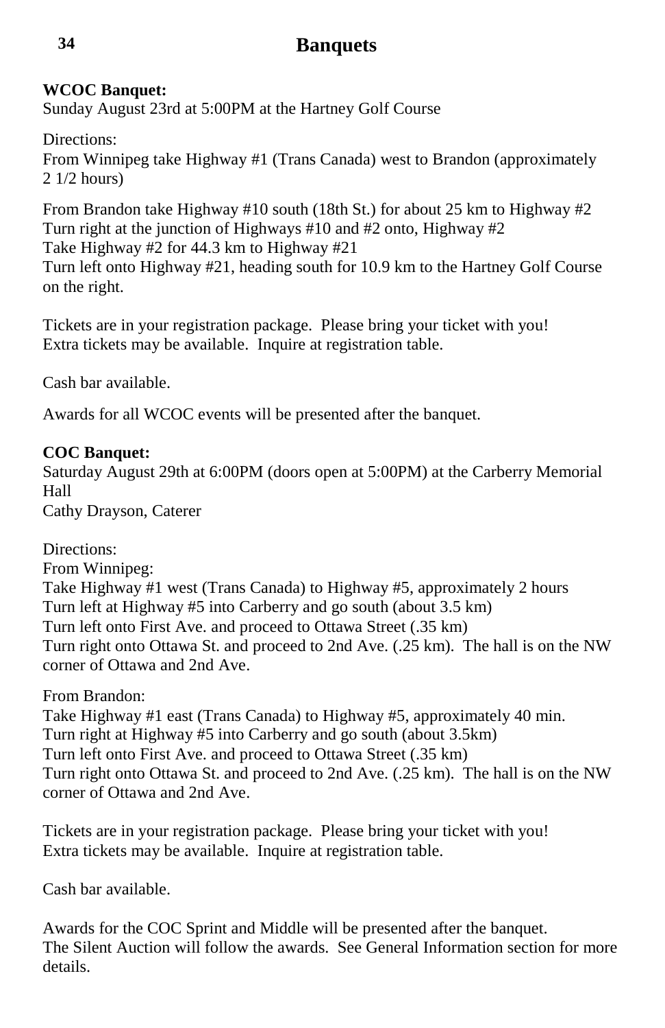# Banquets

**WCOC Banquet:**
Sunday August 23rd at 5:00PM at the Hartney Golf Course

Directions:
From Winnipeg take Highway #1 (Trans Canada) west to Brandon (approximately 2 1/2 hours)

From Brandon take Highway #10 south (18th St.) for about 25 km to Highway #2
Turn right at the junction of Highways #10 and #2 onto, Highway #2
Take Highway #2 for 44.3 km to Highway #21
Turn left onto Highway #21, heading south for 10.9 km to the Hartney Golf Course on the right.

Tickets are in your registration package. Please bring your ticket with you!
Extra tickets may be available. Inquire at registration table.

Cash bar available.

Awards for all WCOC events will be presented after the banquet.

**COC Banquet:**
Saturday August 29th at 6:00PM (doors open at 5:00PM) at the Carberry Memorial Hall
Cathy Drayson, Caterer

Directions:
From Winnipeg:
Take Highway #1 west (Trans Canada) to Highway #5, approximately 2 hours
Turn left at Highway #5 into Carberry and go south (about 3.5 km)
Turn left onto First Ave. and proceed to Ottawa Street (.35 km)
Turn right onto Ottawa St. and proceed to 2nd Ave. (.25 km). The hall is on the NW corner of Ottawa and 2nd Ave.

From Brandon:
Take Highway #1 east (Trans Canada) to Highway #5, approximately 40 min.
Turn right at Highway #5 into Carberry and go south (about 3.5km)
Turn left onto First Ave. and proceed to Ottawa Street (.35 km)
Turn right onto Ottawa St. and proceed to 2nd Ave. (.25 km). The hall is on the NW corner of Ottawa and 2nd Ave.

Tickets are in your registration package. Please bring your ticket with you!
Extra tickets may be available. Inquire at registration table.

Cash bar available.

Awards for the COC Sprint and Middle will be presented after the banquet.
The Silent Auction will follow the awards. See General Information section for more details.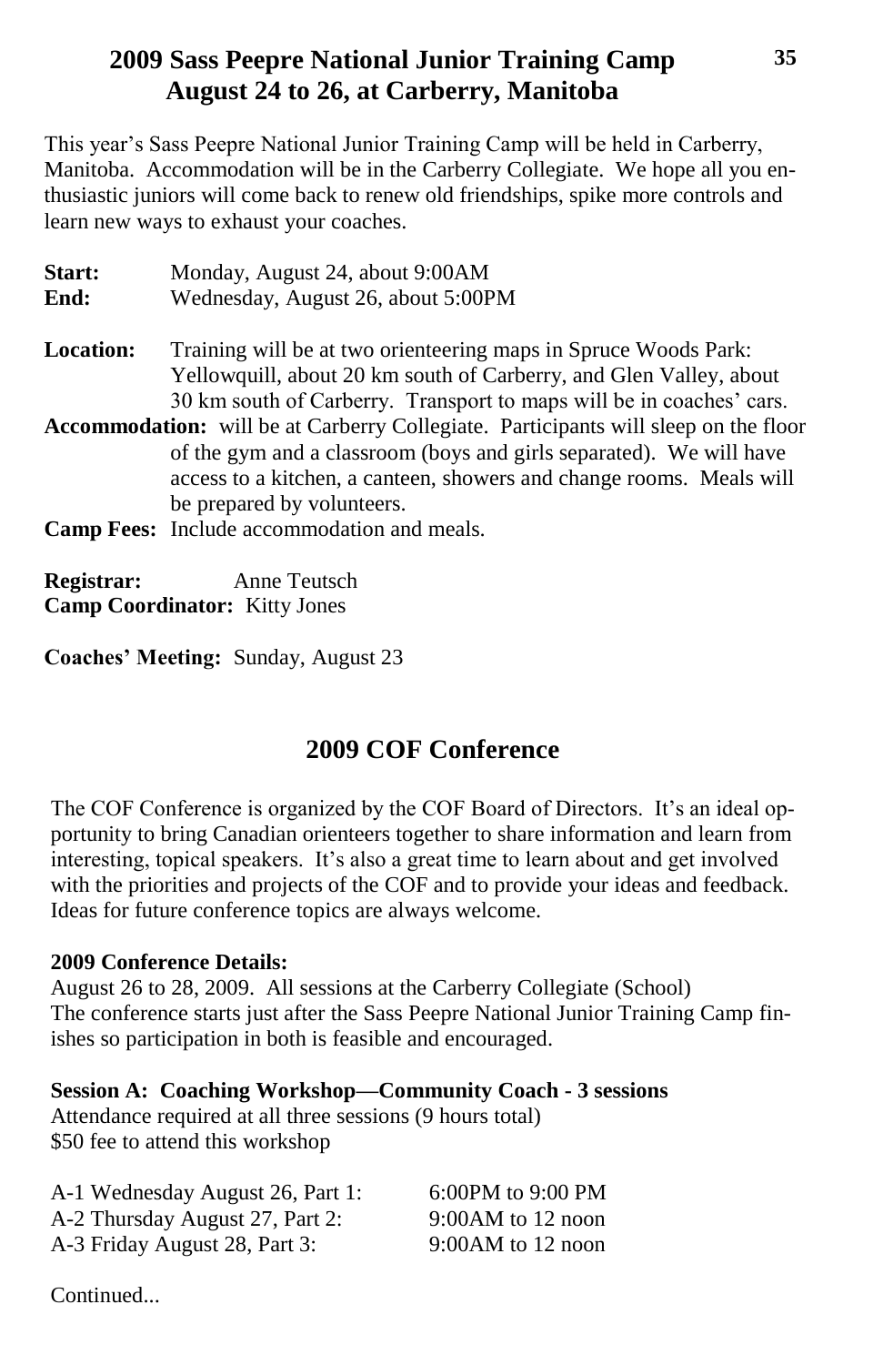## 2009 Sass Peepre National Junior Training Camp
## August 24 to 26, at Carberry, Manitoba

This year's Sass Peepre National Junior Training Camp will be held in Carberry, Manitoba. Accommodation will be in the Carberry Collegiate. We hope all you enthusiastic juniors will come back to renew old friendships, spike more controls and learn new ways to exhaust your coaches.

**Start:** Monday, August 24, about 9:00AM
**End:** Wednesday, August 26, about 5:00PM

**Location:** Training will be at two orienteering maps in Spruce Woods Park: Yellowquill, about 20 km south of Carberry, and Glen Valley, about 30 km south of Carberry. Transport to maps will be in coaches' cars.

**Accommodation:** will be at Carberry Collegiate. Participants will sleep on the floor of the gym and a classroom (boys and girls separated). We will have access to a kitchen, a canteen, showers and change rooms. Meals will be prepared by volunteers.

**Camp Fees:** Include accommodation and meals.

**Registrar:** Anne Teutsch
**Camp Coordinator:** Kitty Jones

**Coaches' Meeting:** Sunday, August 23

## 2009 COF Conference

The COF Conference is organized by the COF Board of Directors. It's an ideal opportunity to bring Canadian orienteers together to share information and learn from interesting, topical speakers. It's also a great time to learn about and get involved with the priorities and projects of the COF and to provide your ideas and feedback. Ideas for future conference topics are always welcome.

**2009 Conference Details:**
August 26 to 28, 2009. All sessions at the Carberry Collegiate (School)
The conference starts just after the Sass Peepre National Junior Training Camp finishes so participation in both is feasible and encouraged.

**Session A: Coaching Workshop—Community Coach - 3 sessions**
Attendance required at all three sessions (9 hours total)
$50 fee to attend this workshop

| | |
|---|---|
| A-1 Wednesday August 26, Part 1: | 6:00PM to 9:00 PM |
| A-2 Thursday August 27, Part 2: | 9:00AM to 12 noon |
| A-3 Friday August 28, Part 3: | 9:00AM to 12 noon |

Continued...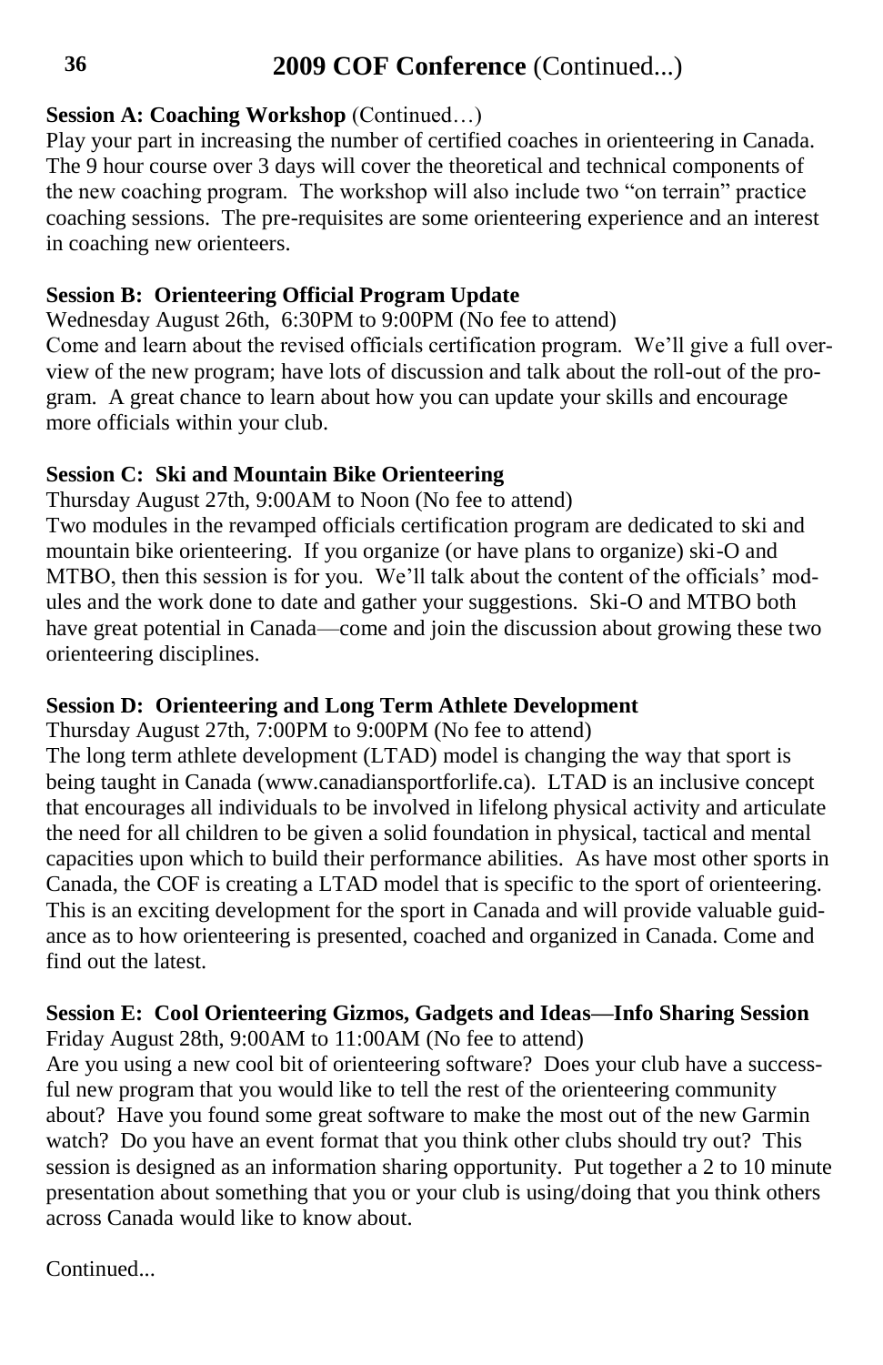## 2009 COF Conference (Continued...)

**Session A: Coaching Workshop** (Continued…)

Play your part in increasing the number of certified coaches in orienteering in Canada. The 9 hour course over 3 days will cover the theoretical and technical components of the new coaching program. The workshop will also include two "on terrain" practice coaching sessions. The pre-requisites are some orienteering experience and an interest in coaching new orienteers.

**Session B: Orienteering Official Program Update**

Wednesday August 26th, 6:30PM to 9:00PM (No fee to attend)

Come and learn about the revised officials certification program. We'll give a full overview of the new program; have lots of discussion and talk about the roll-out of the program. A great chance to learn about how you can update your skills and encourage more officials within your club.

**Session C: Ski and Mountain Bike Orienteering**

Thursday August 27th, 9:00AM to Noon (No fee to attend)

Two modules in the revamped officials certification program are dedicated to ski and mountain bike orienteering. If you organize (or have plans to organize) ski-O and MTBO, then this session is for you. We'll talk about the content of the officials' modules and the work done to date and gather your suggestions. Ski-O and MTBO both have great potential in Canada—come and join the discussion about growing these two orienteering disciplines.

**Session D: Orienteering and Long Term Athlete Development**

Thursday August 27th, 7:00PM to 9:00PM (No fee to attend)

The long term athlete development (LTAD) model is changing the way that sport is being taught in Canada (www.canadiansportforlife.ca). LTAD is an inclusive concept that encourages all individuals to be involved in lifelong physical activity and articulate the need for all children to be given a solid foundation in physical, tactical and mental capacities upon which to build their performance abilities. As have most other sports in Canada, the COF is creating a LTAD model that is specific to the sport of orienteering. This is an exciting development for the sport in Canada and will provide valuable guidance as to how orienteering is presented, coached and organized in Canada. Come and find out the latest.

**Session E: Cool Orienteering Gizmos, Gadgets and Ideas—Info Sharing Session**

Friday August 28th, 9:00AM to 11:00AM (No fee to attend)

Are you using a new cool bit of orienteering software? Does your club have a successful new program that you would like to tell the rest of the orienteering community about? Have you found some great software to make the most out of the new Garmin watch? Do you have an event format that you think other clubs should try out? This session is designed as an information sharing opportunity. Put together a 2 to 10 minute presentation about something that you or your club is using/doing that you think others across Canada would like to know about.

Continued...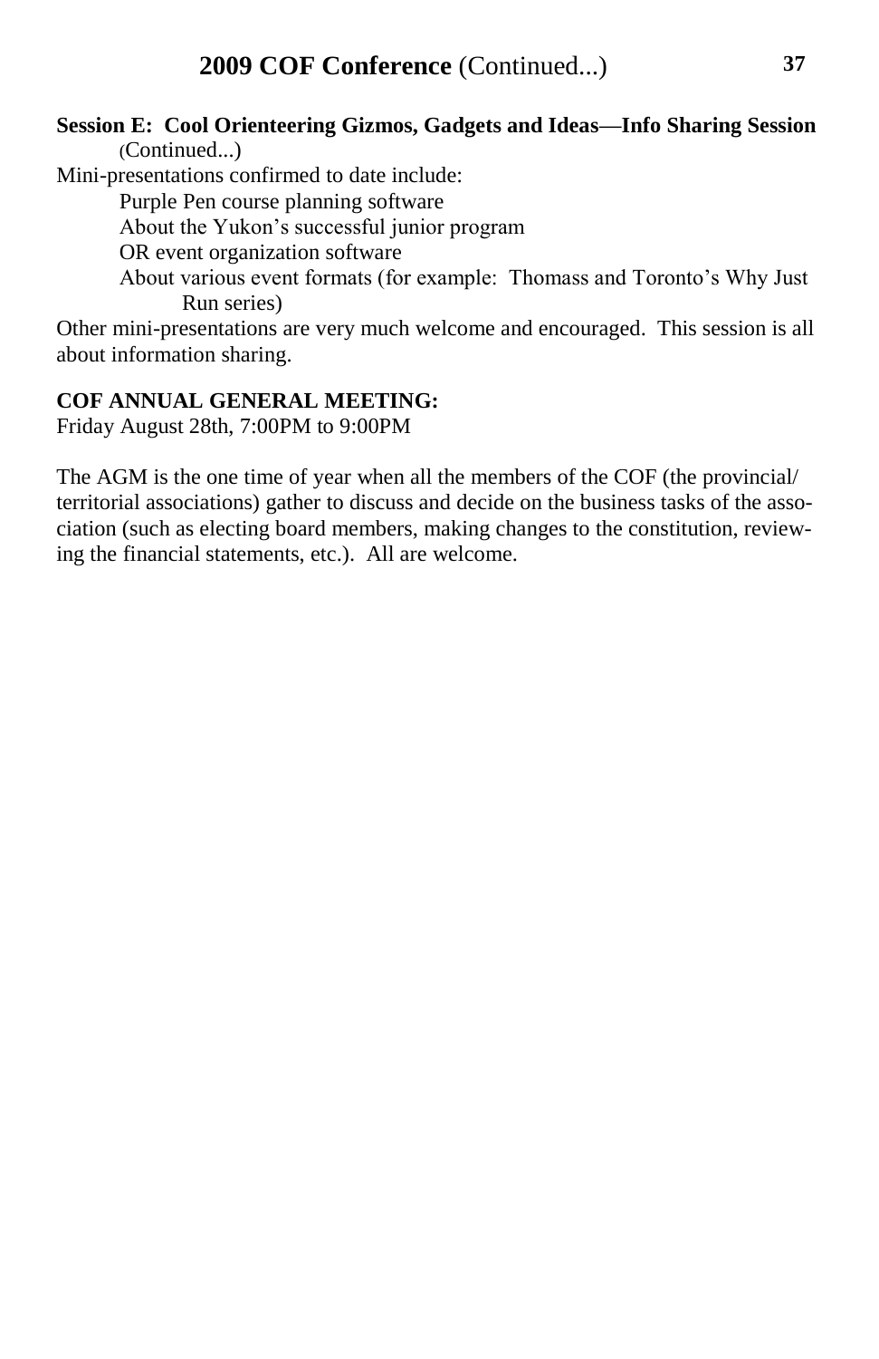# 2009 COF Conference (Continued...)

**Session E: Cool Orienteering Gizmos, Gadgets and Ideas—Info Sharing Session** (Continued...)

Mini-presentations confirmed to date include:

- Purple Pen course planning software
- About the Yukon's successful junior program
- OR event organization software
- About various event formats (for example: Thomass and Toronto's Why Just Run series)

Other mini-presentations are very much welcome and encouraged. This session is all about information sharing.

**COF ANNUAL GENERAL MEETING:**
Friday August 28th, 7:00PM to 9:00PM

The AGM is the one time of year when all the members of the COF (the provincial/territorial associations) gather to discuss and decide on the business tasks of the association (such as electing board members, making changes to the constitution, reviewing the financial statements, etc.). All are welcome.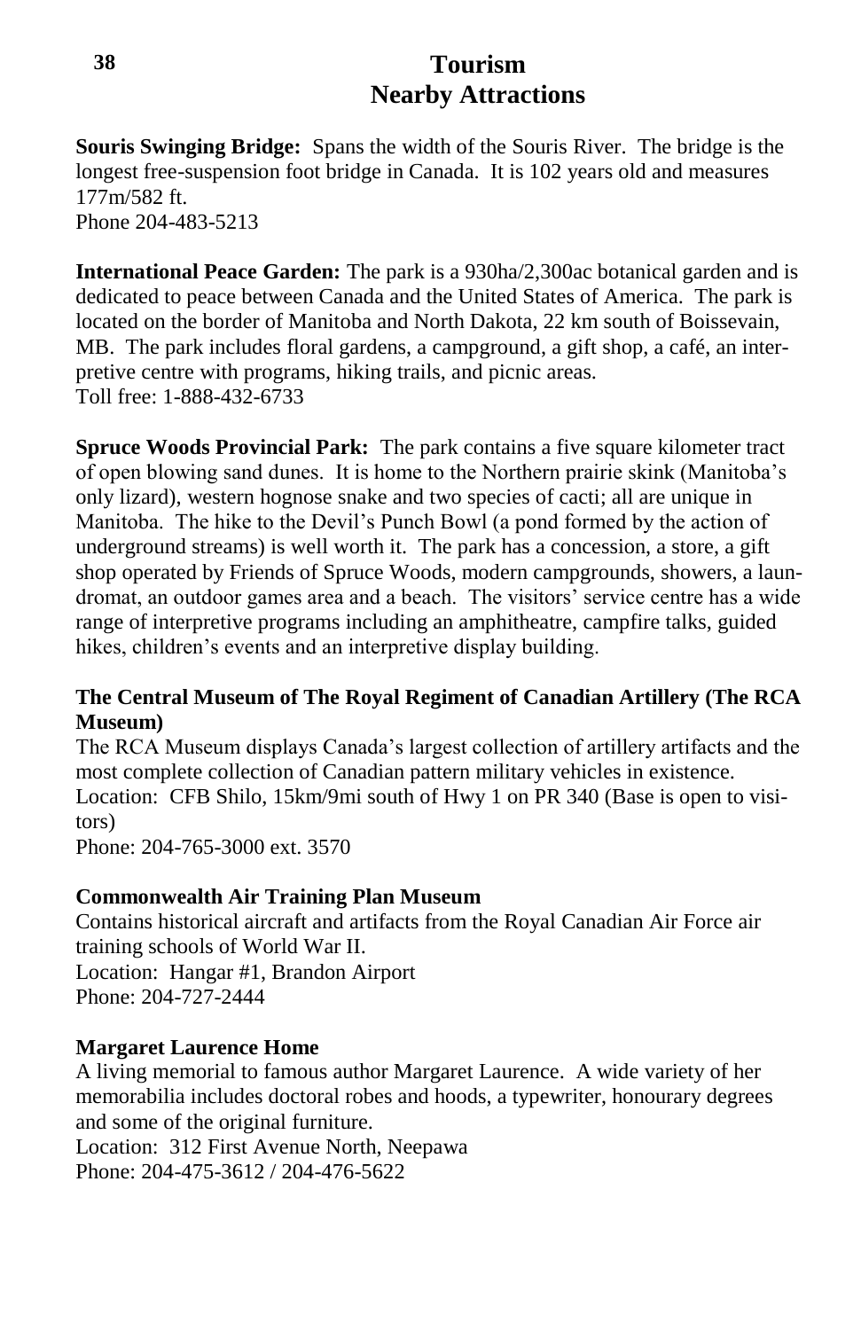# Tourism
## Nearby Attractions

**Souris Swinging Bridge:** Spans the width of the Souris River. The bridge is the longest free-suspension foot bridge in Canada. It is 102 years old and measures 177m/582 ft.
Phone 204-483-5213

**International Peace Garden:** The park is a 930ha/2,300ac botanical garden and is dedicated to peace between Canada and the United States of America. The park is located on the border of Manitoba and North Dakota, 22 km south of Boissevain, MB. The park includes floral gardens, a campground, a gift shop, a café, an interpretive centre with programs, hiking trails, and picnic areas.
Toll free: 1-888-432-6733

**Spruce Woods Provincial Park:** The park contains a five square kilometer tract of open blowing sand dunes. It is home to the Northern prairie skink (Manitoba's only lizard), western hognose snake and two species of cacti; all are unique in Manitoba. The hike to the Devil's Punch Bowl (a pond formed by the action of underground streams) is well worth it. The park has a concession, a store, a gift shop operated by Friends of Spruce Woods, modern campgrounds, showers, a laundromat, an outdoor games area and a beach. The visitors' service centre has a wide range of interpretive programs including an amphitheatre, campfire talks, guided hikes, children's events and an interpretive display building.

**The Central Museum of The Royal Regiment of Canadian Artillery (The RCA Museum)**
The RCA Museum displays Canada's largest collection of artillery artifacts and the most complete collection of Canadian pattern military vehicles in existence.
Location: CFB Shilo, 15km/9mi south of Hwy 1 on PR 340 (Base is open to visitors)
Phone: 204-765-3000 ext. 3570

**Commonwealth Air Training Plan Museum**
Contains historical aircraft and artifacts from the Royal Canadian Air Force air training schools of World War II.
Location: Hangar #1, Brandon Airport
Phone: 204-727-2444

**Margaret Laurence Home**
A living memorial to famous author Margaret Laurence. A wide variety of her memorabilia includes doctoral robes and hoods, a typewriter, honourary degrees and some of the original furniture.
Location: 312 First Avenue North, Neepawa
Phone: 204-475-3612 / 204-476-5622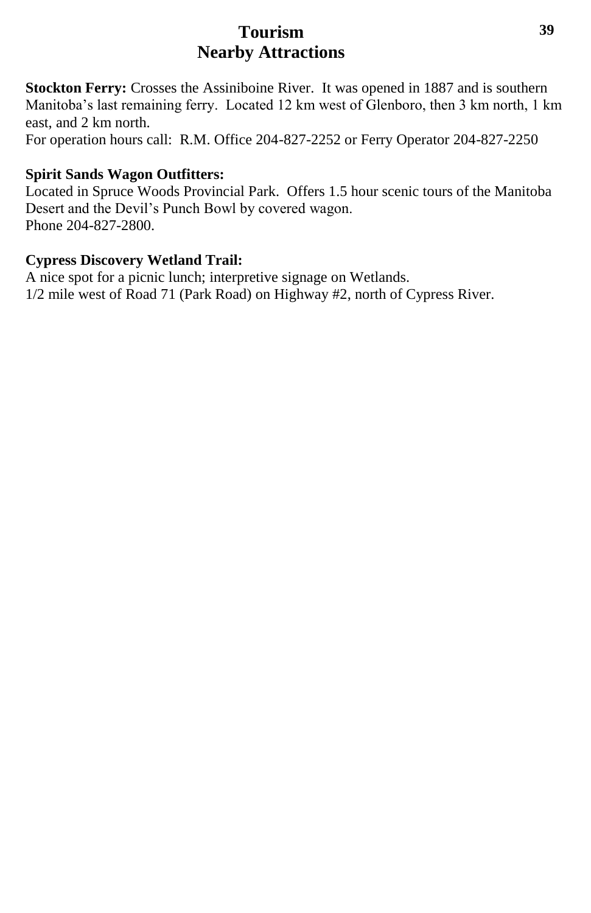# Tourism
## Nearby Attractions

**Stockton Ferry:** Crosses the Assiniboine River. It was opened in 1887 and is southern Manitoba's last remaining ferry. Located 12 km west of Glenboro, then 3 km north, 1 km east, and 2 km north.
For operation hours call: R.M. Office 204-827-2252 or Ferry Operator 204-827-2250

**Spirit Sands Wagon Outfitters:**
Located in Spruce Woods Provincial Park. Offers 1.5 hour scenic tours of the Manitoba Desert and the Devil's Punch Bowl by covered wagon.
Phone 204-827-2800.

**Cypress Discovery Wetland Trail:**
A nice spot for a picnic lunch; interpretive signage on Wetlands.
1/2 mile west of Road 71 (Park Road) on Highway #2, north of Cypress River.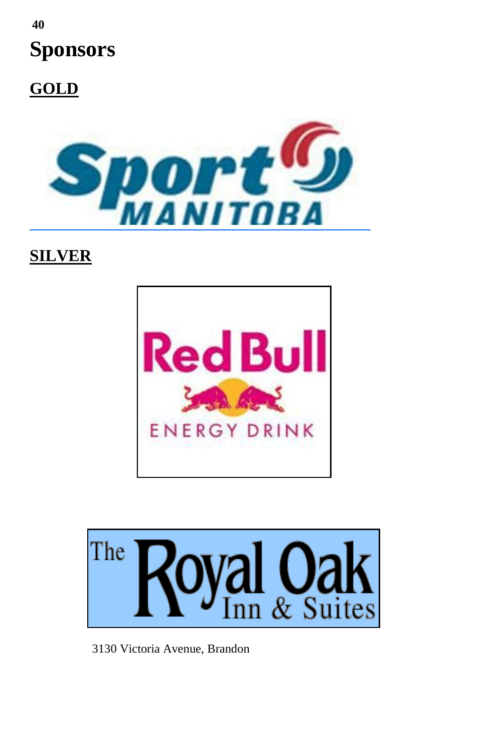# Sponsors

## GOLD

Sport MANITOBA

## SILVER

Red Bull ENERGY DRINK

The Royal Oak Inn & Suites

3130 Victoria Avenue, Brandon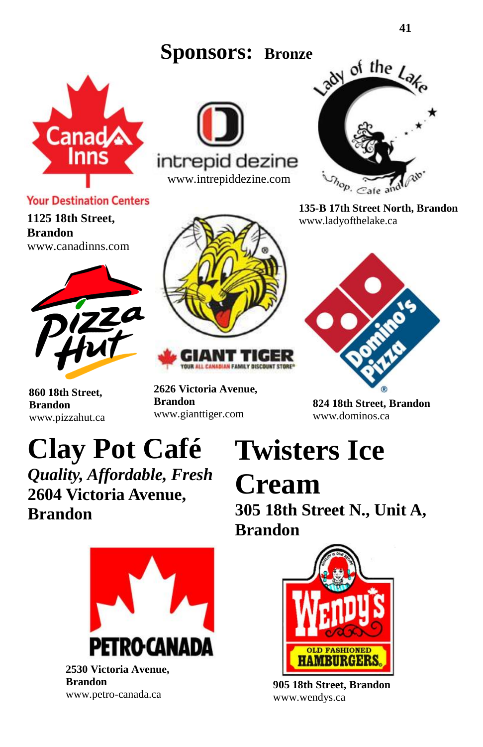# Sponsors: Bronze

**1125 18th Street, Brandon**
www.canadinns.com

www.intrepiddezine.com

**135-B 17th Street North, Brandon**
www.ladyofthelake.ca

**860 18th Street, Brandon**
www.pizzahut.ca

**2626 Victoria Avenue, Brandon**
www.gianttiger.com

**824 18th Street, Brandon**
www.dominos.ca

## Clay Pot Café

***Quality, Affordable, Fresh***

**2604 Victoria Avenue, Brandon**

## Twisters Ice Cream

**305 18th Street N., Unit A, Brandon**

**2530 Victoria Avenue, Brandon**
www.petro-canada.ca

**905 18th Street, Brandon**
www.wendys.ca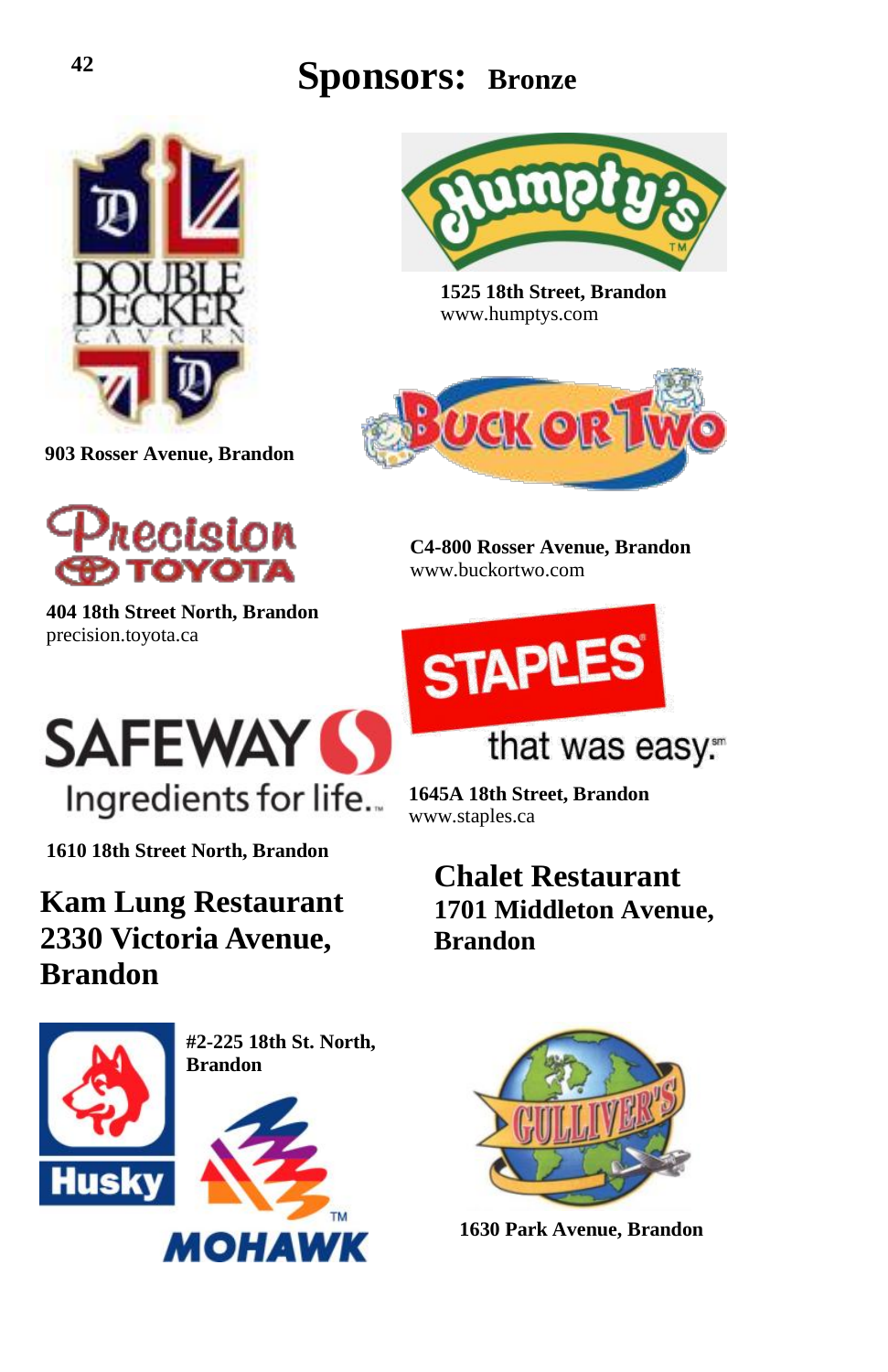# Sponsors: Bronze

**903 Rosser Avenue, Brandon**

**1525 18th Street, Brandon**
www.humptys.com

**C4-800 Rosser Avenue, Brandon**
www.buckortwo.com

**404 18th Street North, Brandon**
precision.toyota.ca

**1645A 18th Street, Brandon**
www.staples.ca

**1610 18th Street North, Brandon**

## Kam Lung Restaurant
## 2330 Victoria Avenue, Brandon

## Chalet Restaurant
### 1701 Middleton Avenue, Brandon

**#2-225 18th St. North, Brandon**

**1630 Park Avenue, Brandon**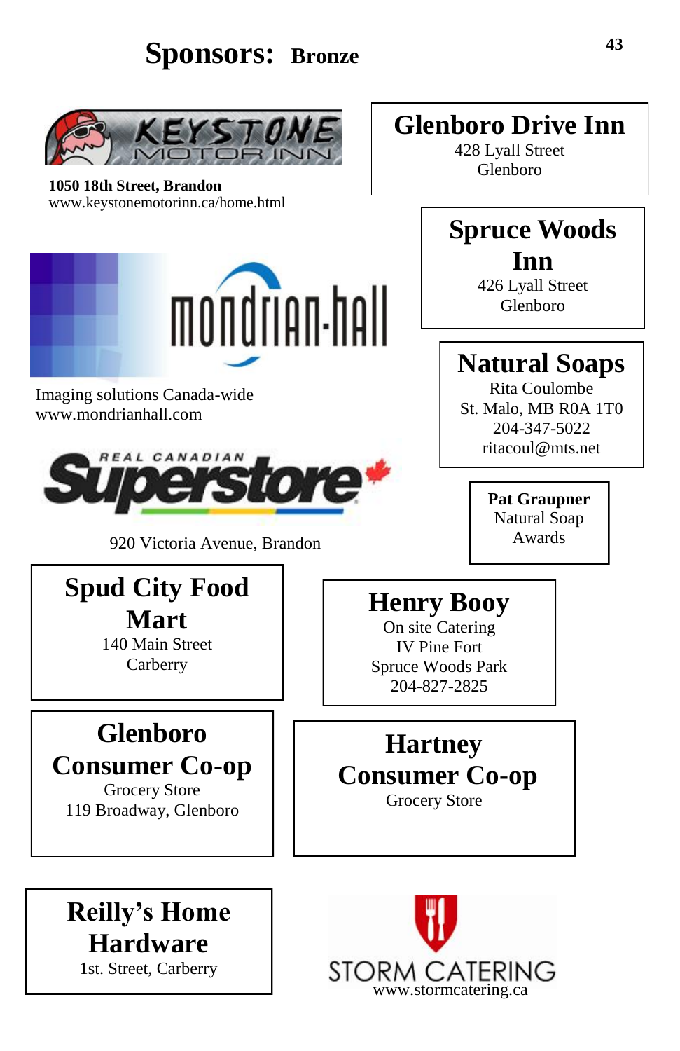# Sponsors: Bronze

KEYSTONE MOTOR INN

**1050 18th Street, Brandon**
www.keystonemotorinn.ca/home.html

**Glenboro Drive Inn**
428 Lyall Street
Glenboro

**Spruce Woods Inn**
426 Lyall Street
Glenboro

mondrian-hall

Imaging solutions Canada-wide
www.mondrianhall.com

**Natural Soaps**
Rita Coulombe
St. Malo, MB R0A 1T0
204-347-5022
ritacoul@mts.net

REAL CANADIAN Superstore

920 Victoria Avenue, Brandon

**Pat Graupner**
Natural Soap
Awards

**Spud City Food Mart**
140 Main Street
Carberry

**Henry Booy**
On site Catering
IV Pine Fort
Spruce Woods Park
204-827-2825

**Glenboro Consumer Co-op**
Grocery Store
119 Broadway, Glenboro

**Hartney Consumer Co-op**
Grocery Store

**Reilly's Home Hardware**
1st. Street, Carberry

STORM CATERING
www.stormcatering.ca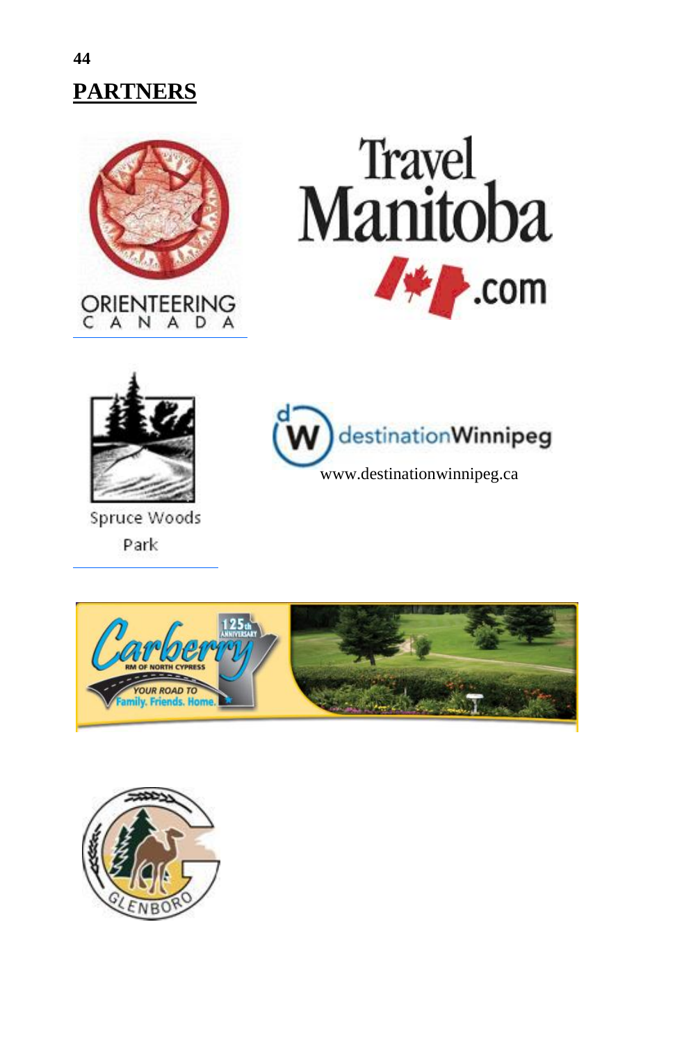## PARTNERS

ORIENTEERING
CANADA

Travel Manitoba .com

Spruce Woods Park

destinationWinnipeg

www.destinationwinnipeg.ca

Carberry 125th Anniversary
RM OF NORTH CYPRESS
YOUR ROAD TO Family. Friends. Home.

GLENBORO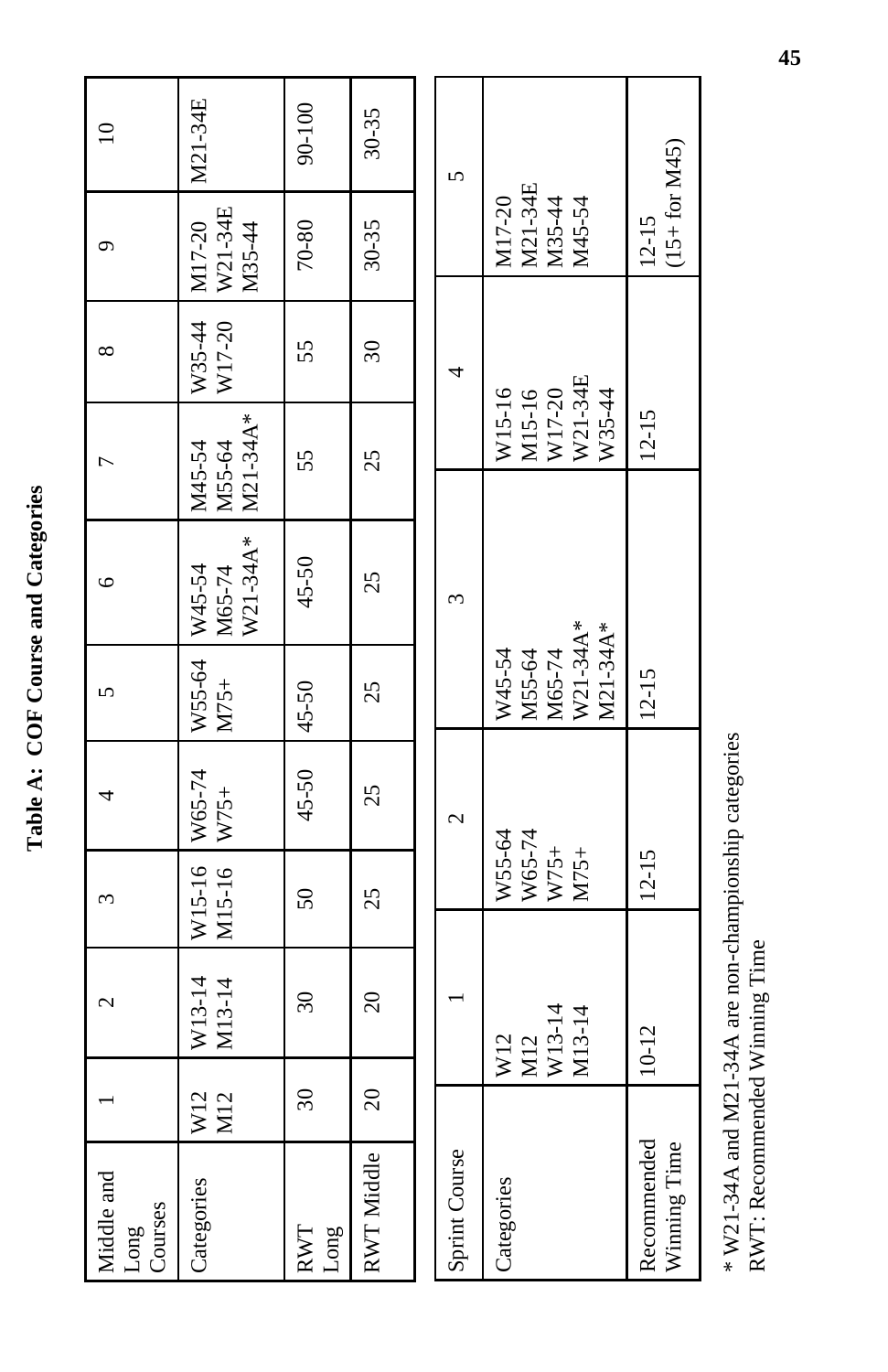**Table A: COF Course and Categories**

| Middle and Long Courses | 1 | 2 | 3 | 4 | 5 | 6 | 7 | 8 | 9 | 10 |
|---|---|---|---|---|---|---|---|---|---|---|
| Categories | W12<br>M12 | W13-14<br>M13-14 | W15-16<br>M15-16 | W65-74<br>W75+ | W55-64<br>M75+ | W45-54<br>M65-74<br>W21-34A* | M45-54<br>M55-64<br>M21-34A* | W35-44<br>W17-20 | M17-20<br>W21-34E<br>M35-44 | M21-34E |
| RWT Long | 30 | 30 | 50 | 45-50 | 45-50 | 45-50 | 55 | 55 | 70-80 | 90-100 |
| RWT Middle | 20 | 20 | 25 | 25 | 25 | 25 | 25 | 30 | 30-35 | 30-35 |

| Sprint Course | 1 | 2 | 3 | 4 | 5 |
|---|---|---|---|---|---|
| Categories | W12<br>M12<br>W13-14<br>M13-14 | W55-64<br>W65-74<br>W75+<br>M75+ | W45-54<br>M55-64<br>M65-74<br>W21-34A*<br>M21-34A* | W15-16<br>M15-16<br>W17-20<br>W21-34E<br>W35-44 | M17-20<br>M21-34E<br>M35-44<br>M45-54 |
| Recommended Winning Time | 10-12 | 12-15 | 12-15 | 12-15 | 12-15<br>(15+ for M45) |

\* W21-34A and M21-34A are non-championship categories
RWT: Recommended Winning Time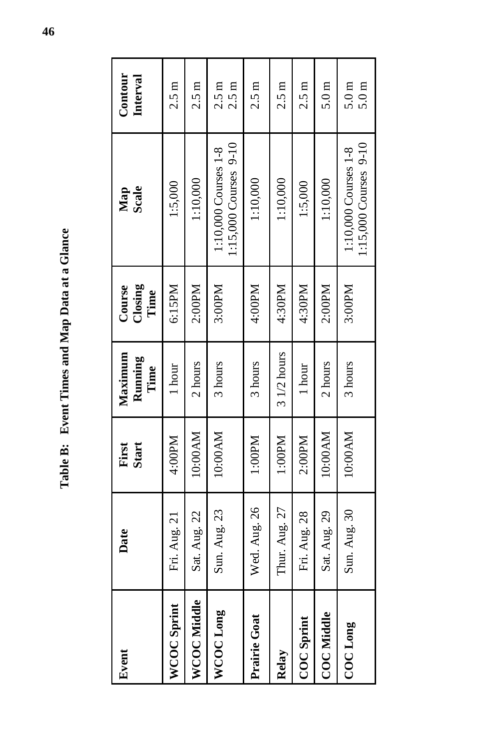**Table B: Event Times and Map Data at a Glance**

| Event | Date | First Start | Maximum Running Time | Course Closing Time | Map Scale | Contour Interval |
|---|---|---|---|---|---|---|
| **WCOC Sprint** | Fri. Aug. 21 | 4:00PM | 1 hour | 6:15PM | 1:5,000 | 2.5 m |
| **WCOC Middle** | Sat. Aug. 22 | 10:00AM | 2 hours | 2:00PM | 1:10,000 | 2.5 m |
| **WCOC Long** | Sun. Aug. 23 | 10:00AM | 3 hours | 3:00PM | 1:10,000 Courses 1-8<br>1:15,000 Courses 9-10 | 2.5 m<br>2.5 m |
| **Prairie Goat** | Wed. Aug. 26 | 1:00PM | 3 hours | 4:00PM | 1:10,000 | 2.5 m |
| **Relay** | Thur. Aug. 27 | 1:00PM | 3 1/2 hours | 4:30PM | 1:10,000 | 2.5 m |
| **COC Sprint** | Fri. Aug. 28 | 2:00PM | 1 hour | 4:30PM | 1:5,000 | 2.5 m |
| **COC Middle** | Sat. Aug. 29 | 10:00AM | 2 hours | 2:00PM | 1:10,000 | 5.0 m |
| **COC Long** | Sun. Aug. 30 | 10:00AM | 3 hours | 3:00PM | 1:10,000 Courses 1-8<br>1:15,000 Courses 9-10 | 5.0 m<br>5.0 m |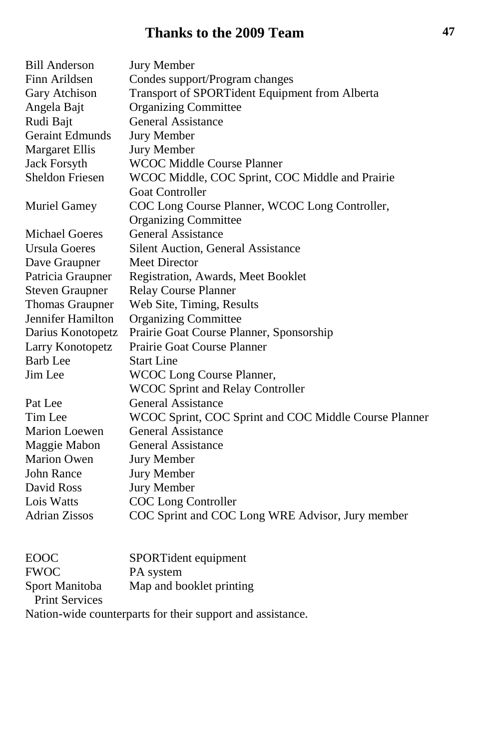# Thanks to the 2009 Team

| | |
|---|---|
| Bill Anderson | Jury Member |
| Finn Arildsen | Condes support/Program changes |
| Gary Atchison | Transport of SPORTident Equipment from Alberta |
| Angela Bajt | Organizing Committee |
| Rudi Bajt | General Assistance |
| Geraint Edmunds | Jury Member |
| Margaret Ellis | Jury Member |
| Jack Forsyth | WCOC Middle Course Planner |
| Sheldon Friesen | WCOC Middle, COC Sprint, COC Middle and Prairie Goat Controller |
| Muriel Gamey | COC Long Course Planner, WCOC Long Controller, Organizing Committee |
| Michael Goeres | General Assistance |
| Ursula Goeres | Silent Auction, General Assistance |
| Dave Graupner | Meet Director |
| Patricia Graupner | Registration, Awards, Meet Booklet |
| Steven Graupner | Relay Course Planner |
| Thomas Graupner | Web Site, Timing, Results |
| Jennifer Hamilton | Organizing Committee |
| Darius Konotopetz | Prairie Goat Course Planner, Sponsorship |
| Larry Konotopetz | Prairie Goat Course Planner |
| Barb Lee | Start Line |
| Jim Lee | WCOC Long Course Planner, WCOC Sprint and Relay Controller |
| Pat Lee | General Assistance |
| Tim Lee | WCOC Sprint, COC Sprint and COC Middle Course Planner |
| Marion Loewen | General Assistance |
| Maggie Mabon | General Assistance |
| Marion Owen | Jury Member |
| John Rance | Jury Member |
| David Ross | Jury Member |
| Lois Watts | COC Long Controller |
| Adrian Zissos | COC Sprint and COC Long WRE Advisor, Jury member |

| | |
|---|---|
| EOOC | SPORTident equipment |
| FWOC | PA system |
| Sport Manitoba Print Services | Map and booklet printing |

Nation-wide counterparts for their support and assistance.